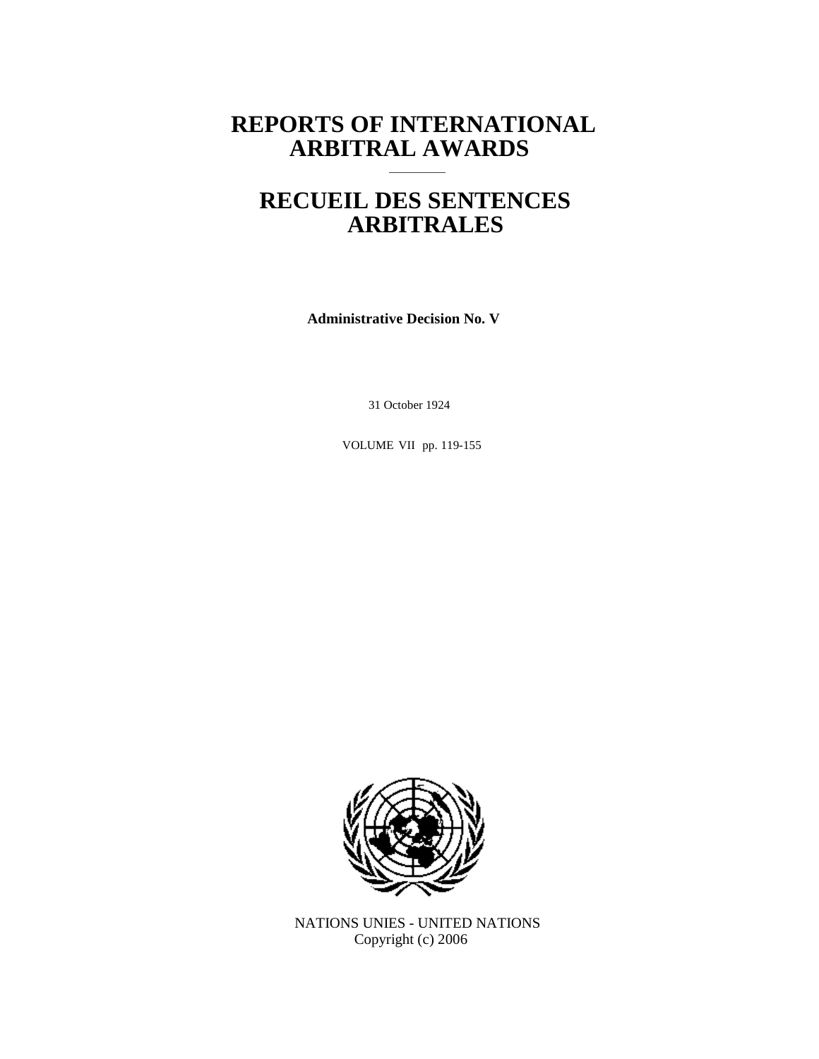# REPORTS OF INTERNATIONAL ARBITRAL AWARDS

# RECUEIL DES SENTENCES ARBITRALES

**Administrative Decision No. V**

31 October 1924

VOLUME VII pp. 119-155

NATIONS UNIES - UNITED NATIONS
Copyright (c) 2006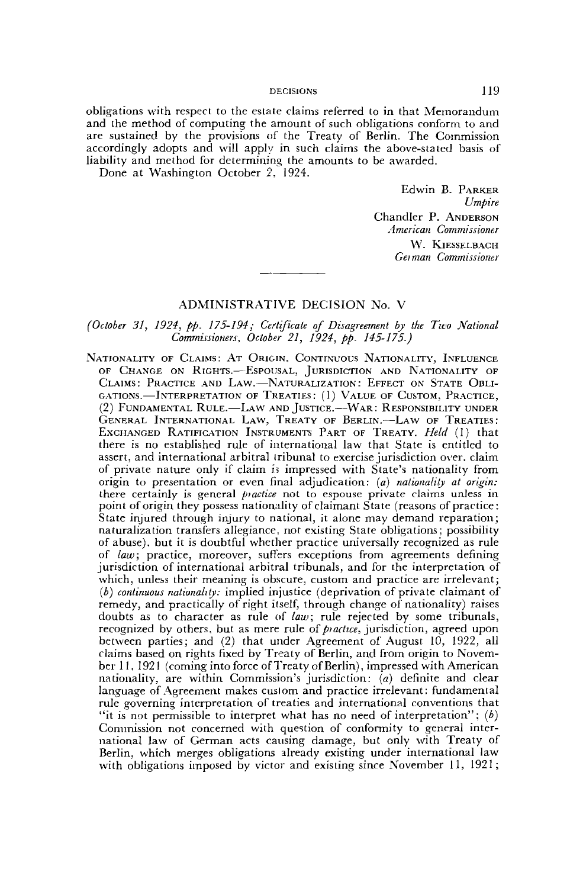obligations with respect to the estate claims referred to in that Memorandum and the method of computing the amount of such obligations conform to and are sustained by the provisions of the Treaty of Berlin. The Commission accordingly adopts and will apply in such claims the above-stated basis of liability and method for determining the amounts to be awarded.

Done at Washington October 2, 1924.

Edwin B. PARKER
*Umpire*

Chandler P. ANDERSON
*American Commissioner*

W. KIESSELBACH
*German Commissioner*

---

## ADMINISTRATIVE DECISION No. V

*(October 31, 1924, pp. 175-194; Certificate of Disagreement by the Two National Commissioners, October 21, 1924, pp. 145-175.)*

NATIONALITY OF CLAIMS: AT ORIGIN, CONTINUOUS NATIONALITY, INFLUENCE OF CHANGE ON RIGHTS.—ESPOUSAL, JURISDICTION AND NATIONALITY OF CLAIMS: PRACTICE AND LAW.—NATURALIZATION: EFFECT ON STATE OBLIGATIONS.—INTERPRETATION OF TREATIES: (1) VALUE OF CUSTOM, PRACTICE, (2) FUNDAMENTAL RULE.—LAW AND JUSTICE.—WAR: RESPONSIBILITY UNDER GENERAL INTERNATIONAL LAW, TREATY OF BERLIN.—LAW OF TREATIES: EXCHANGED RATIFICATION INSTRUMENTS PART OF TREATY. *Held* (1) that there is no established rule of international law that State is entitled to assert, and international arbitral tribunal to exercise jurisdiction over, claim of private nature only if claim is impressed with State's nationality from origin to presentation or even final adjudication: (*a*) *nationality at origin:* there certainly is general *practice* not to espouse private claims unless in point of origin they possess nationality of claimant State (reasons of practice: State injured through injury to national, it alone may demand reparation; naturalization transfers allegiance, not existing State obligations; possibility of abuse), but it is doubtful whether practice universally recognized as rule of *law*; practice, moreover, suffers exceptions from agreements defining jurisdiction of international arbitral tribunals, and for the interpretation of which, unless their meaning is obscure, custom and practice are irrelevant; (*b*) *continuous nationality:* implied injustice (deprivation of private claimant of remedy, and practically of right itself, through change of nationality) raises doubts as to character as rule of *law*; rule rejected by some tribunals, recognized by others, but as mere rule of *practice*, jurisdiction, agreed upon between parties; and (2) that under Agreement of August 10, 1922, all claims based on rights fixed by Treaty of Berlin, and from origin to November 11, 1921 (coming into force of Treaty of Berlin), impressed with American nationality, are within Commission's jurisdiction: (*a*) definite and clear language of Agreement makes custom and practice irrelevant: fundamental rule governing interpretation of treaties and international conventions that "it is not permissible to interpret what has no need of interpretation"; (*b*) Commission not concerned with question of conformity to general international law of German acts causing damage, but only with Treaty of Berlin, which merges obligations already existing under international law with obligations imposed by victor and existing since November 11, 1921;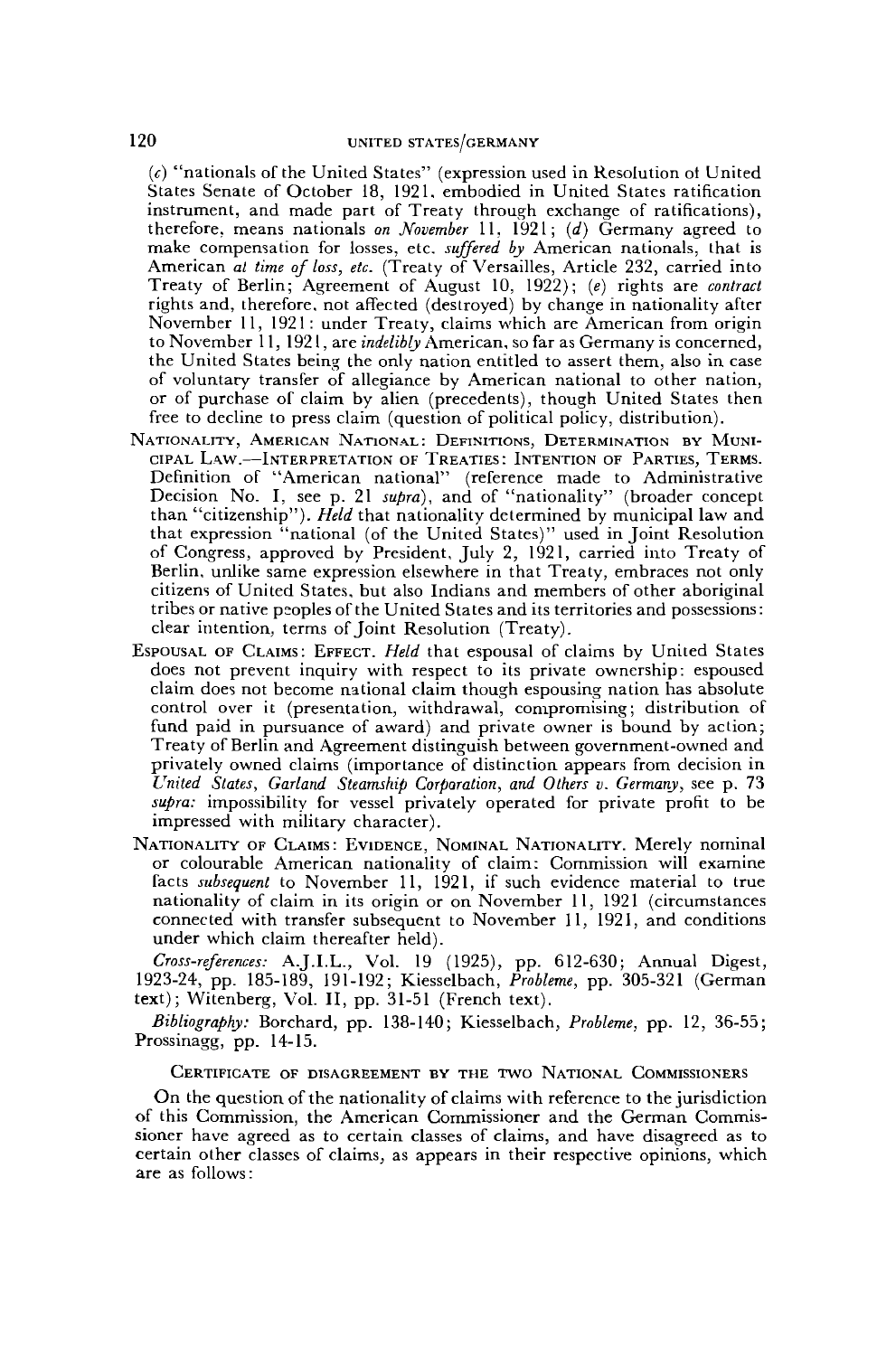(*c*) "nationals of the United States" (expression used in Resolution of United States Senate of October 18, 1921, embodied in United States ratification instrument, and made part of Treaty through exchange of ratifications), therefore, means nationals *on November* 11, 1921; (*d*) Germany agreed to make compensation for losses, etc. *suffered by* American nationals, that is American *at time of loss, etc.* (Treaty of Versailles, Article 232, carried into Treaty of Berlin; Agreement of August 10, 1922); (*e*) rights are *contract* rights and, therefore, not affected (destroyed) by change in nationality after November 11, 1921: under Treaty, claims which are American from origin to November 11, 1921, are *indelibly* American, so far as Germany is concerned, the United States being the only nation entitled to assert them, also in case of voluntary transfer of allegiance by American national to other nation, or of purchase of claim by alien (precedents), though United States then free to decline to press claim (question of political policy, distribution).

NATIONALITY, AMERICAN NATIONAL: DEFINITIONS, DETERMINATION BY MUNICIPAL LAW.—INTERPRETATION OF TREATIES: INTENTION OF PARTIES, TERMS. Definition of "American national" (reference made to Administrative Decision No. I, see p. 21 *supra*), and of "nationality" (broader concept than "citizenship"). *Held* that nationality determined by municipal law and that expression "national (of the United States)" used in Joint Resolution of Congress, approved by President, July 2, 1921, carried into Treaty of Berlin, unlike same expression elsewhere in that Treaty, embraces not only citizens of United States, but also Indians and members of other aboriginal tribes or native peoples of the United States and its territories and possessions: clear intention, terms of Joint Resolution (Treaty).

ESPOUSAL OF CLAIMS: EFFECT. *Held* that espousal of claims by United States does not prevent inquiry with respect to its private ownership: espoused claim does not become national claim though espousing nation has absolute control over it (presentation, withdrawal, compromising; distribution of fund paid in pursuance of award) and private owner is bound by action; Treaty of Berlin and Agreement distinguish between government-owned and privately owned claims (importance of distinction appears from decision in *United States, Garland Steamship Corporation, and Others v. Germany*, see p. 73 *supra:* impossibility for vessel privately operated for private profit to be impressed with military character).

NATIONALITY OF CLAIMS: EVIDENCE, NOMINAL NATIONALITY. Merely nominal or colourable American nationality of claim: Commission will examine facts *subsequent* to November 11, 1921, if such evidence material to true nationality of claim in its origin or on November 11, 1921 (circumstances connected with transfer subsequent to November 11, 1921, and conditions under which claim thereafter held).

*Cross-references:* A.J.I.L., Vol. 19 (1925), pp. 612-630; Annual Digest, 1923-24, pp. 185-189, 191-192; Kiesselbach, *Probleme*, pp. 305-321 (German text); Witenberg, Vol. II, pp. 31-51 (French text).

*Bibliography:* Borchard, pp. 138-140; Kiesselbach, *Probleme*, pp. 12, 36-55; Prossinagg, pp. 14-15.

## CERTIFICATE OF DISAGREEMENT BY THE TWO NATIONAL COMMISSIONERS

On the question of the nationality of claims with reference to the jurisdiction of this Commission, the American Commissioner and the German Commissioner have agreed as to certain classes of claims, and have disagreed as to certain other classes of claims, as appears in their respective opinions, which are as follows: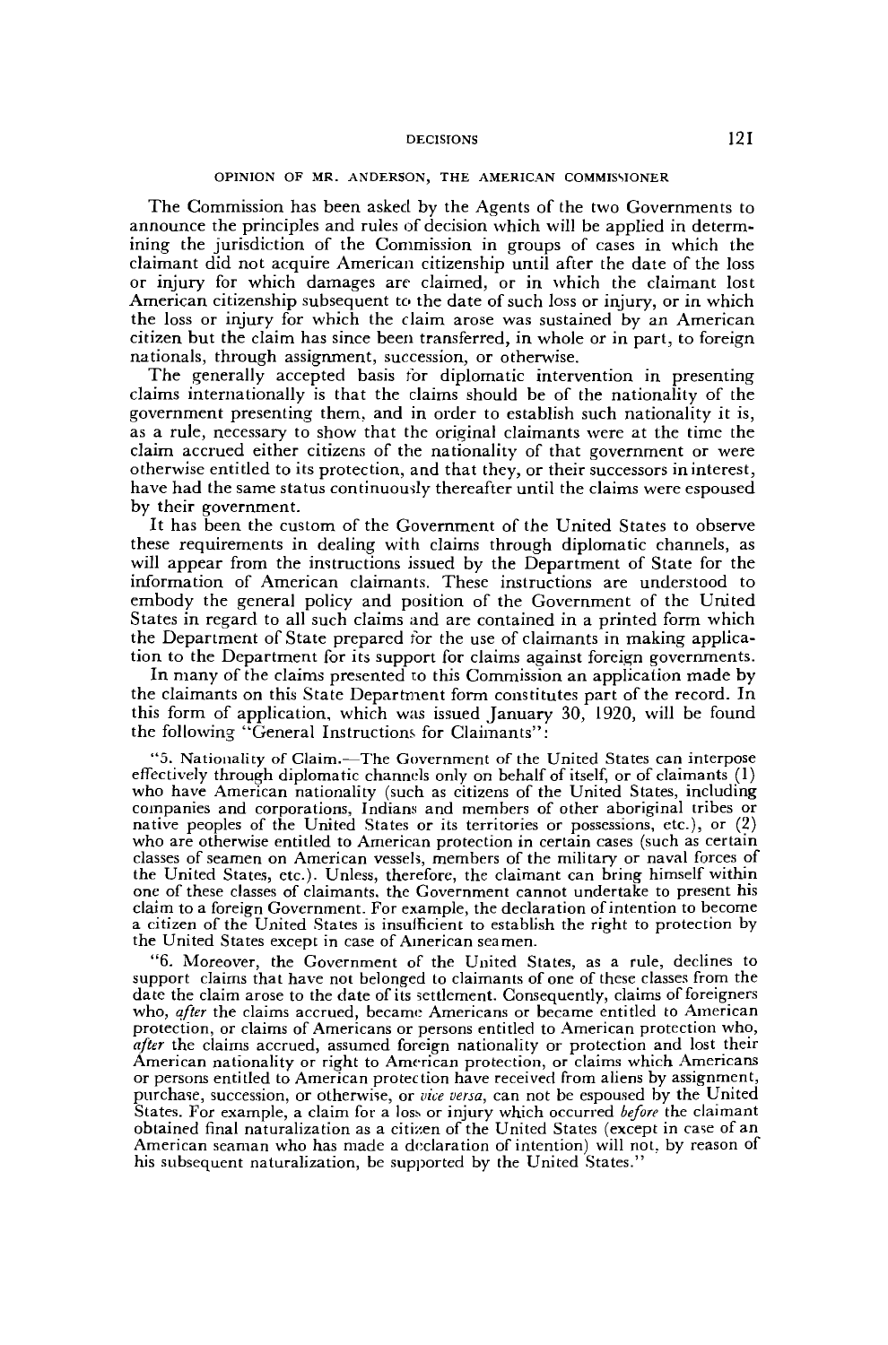## OPINION OF MR. ANDERSON, THE AMERICAN COMMISSIONER

The Commission has been asked by the Agents of the two Governments to announce the principles and rules of decision which will be applied in determining the jurisdiction of the Commission in groups of cases in which the claimant did not acquire American citizenship until after the date of the loss or injury for which damages are claimed, or in which the claimant lost American citizenship subsequent to the date of such loss or injury, or in which the loss or injury for which the claim arose was sustained by an American citizen but the claim has since been transferred, in whole or in part, to foreign nationals, through assignment, succession, or otherwise.

The generally accepted basis for diplomatic intervention in presenting claims internationally is that the claims should be of the nationality of the government presenting them, and in order to establish such nationality it is, as a rule, necessary to show that the original claimants were at the time the claim accrued either citizens of the nationality of that government or were otherwise entitled to its protection, and that they, or their successors in interest, have had the same status continuously thereafter until the claims were espoused by their government.

It has been the custom of the Government of the United States to observe these requirements in dealing with claims through diplomatic channels, as will appear from the instructions issued by the Department of State for the information of American claimants. These instructions are understood to embody the general policy and position of the Government of the United States in regard to all such claims and are contained in a printed form which the Department of State prepared for the use of claimants in making application to the Department for its support for claims against foreign governments.

In many of the claims presented to this Commission an application made by the claimants on this State Department form constitutes part of the record. In this form of application, which was issued January 30, 1920, will be found the following "General Instructions for Claimants":

> "5. Nationality of Claim.—The Government of the United States can interpose effectively through diplomatic channels only on behalf of itself, or of claimants (1) who have American nationality (such as citizens of the United States, including companies and corporations, Indians and members of other aboriginal tribes or native peoples of the United States or its territories or possessions, etc.), or (2) who are otherwise entitled to American protection in certain cases (such as certain classes of seamen on American vessels, members of the military or naval forces of the United States, etc.). Unless, therefore, the claimant can bring himself within one of these classes of claimants, the Government cannot undertake to present his claim to a foreign Government. For example, the declaration of intention to become a citizen of the United States is insufficient to establish the right to protection by the United States except in case of American seamen.
>
> "6. Moreover, the Government of the United States, as a rule, declines to support claims that have not belonged to claimants of one of these classes from the date the claim arose to the date of its settlement. Consequently, claims of foreigners who, *after* the claims accrued, became Americans or became entitled to American protection, or claims of Americans or persons entitled to American protection who, *after* the claims accrued, assumed foreign nationality or protection and lost their American nationality or right to American protection, or claims which Americans or persons entitled to American protection have received from aliens by assignment, purchase, succession, or otherwise, or *vice versa*, can not be espoused by the United States. For example, a claim for a loss or injury which occurred *before* the claimant obtained final naturalization as a citizen of the United States (except in case of an American seaman who has made a declaration of intention) will not, by reason of his subsequent naturalization, be supported by the United States."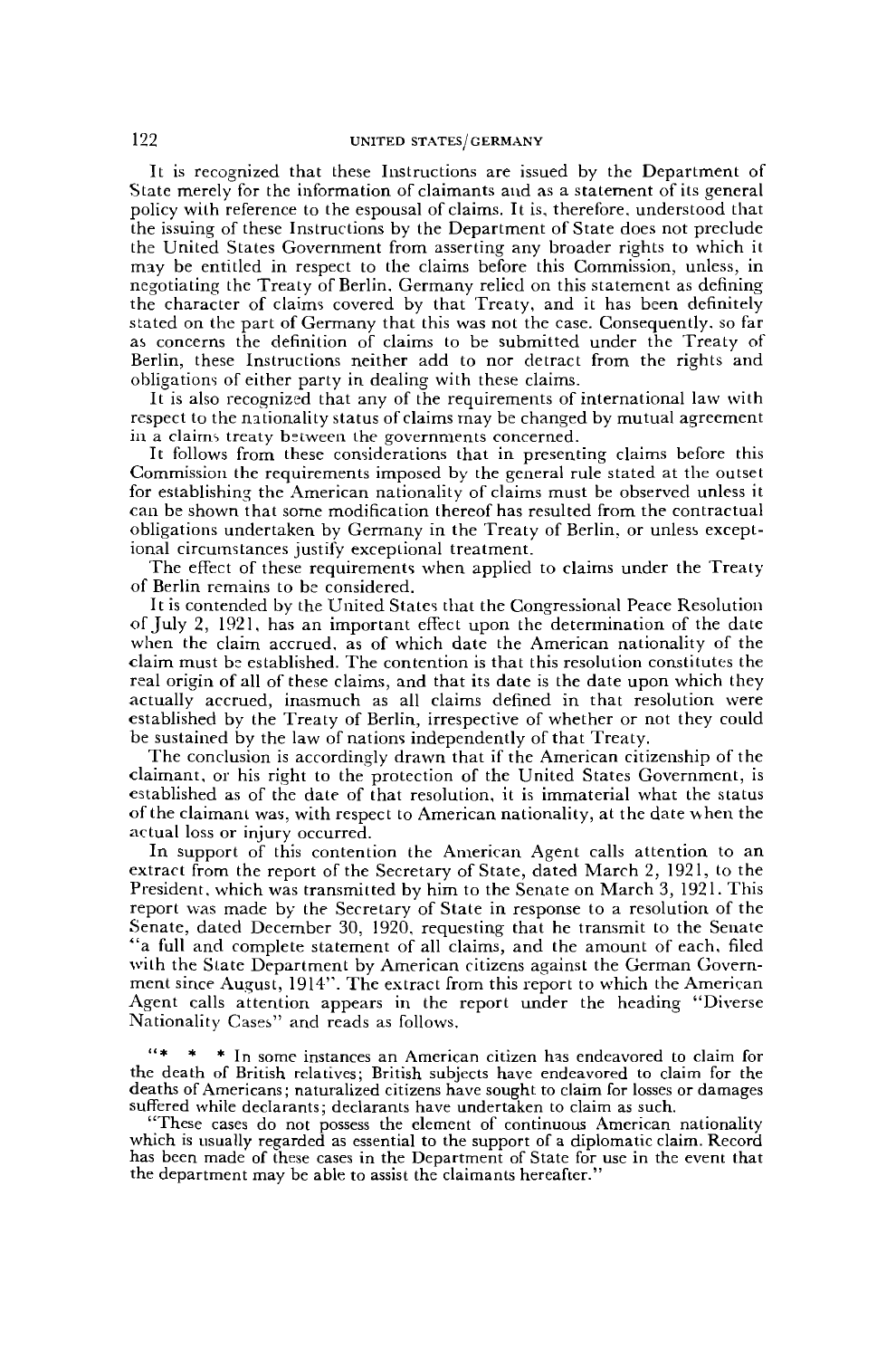It is recognized that these Instructions are issued by the Department of State merely for the information of claimants and as a statement of its general policy with reference to the espousal of claims. It is, therefore, understood that the issuing of these Instructions by the Department of State does not preclude the United States Government from asserting any broader rights to which it may be entitled in respect to the claims before this Commission, unless, in negotiating the Treaty of Berlin, Germany relied on this statement as defining the character of claims covered by that Treaty, and it has been definitely stated on the part of Germany that this was not the case. Consequently, so far as concerns the definition of claims to be submitted under the Treaty of Berlin, these Instructions neither add to nor detract from the rights and obligations of either party in dealing with these claims.

It is also recognized that any of the requirements of international law with respect to the nationality status of claims may be changed by mutual agreement in a claims treaty between the governments concerned.

It follows from these considerations that in presenting claims before this Commission the requirements imposed by the general rule stated at the outset for establishing the American nationality of claims must be observed unless it can be shown that some modification thereof has resulted from the contractual obligations undertaken by Germany in the Treaty of Berlin, or unless exceptional circumstances justify exceptional treatment.

The effect of these requirements when applied to claims under the Treaty of Berlin remains to be considered.

It is contended by the United States that the Congressional Peace Resolution of July 2, 1921, has an important effect upon the determination of the date when the claim accrued, as of which date the American nationality of the claim must be established. The contention is that this resolution constitutes the real origin of all of these claims, and that its date is the date upon which they actually accrued, inasmuch as all claims defined in that resolution were established by the Treaty of Berlin, irrespective of whether or not they could be sustained by the law of nations independently of that Treaty.

The conclusion is accordingly drawn that if the American citizenship of the claimant, or his right to the protection of the United States Government, is established as of the date of that resolution, it is immaterial what the status of the claimant was, with respect to American nationality, at the date when the actual loss or injury occurred.

In support of this contention the American Agent calls attention to an extract from the report of the Secretary of State, dated March 2, 1921, to the President, which was transmitted by him to the Senate on March 3, 1921. This report was made by the Secretary of State in response to a resolution of the Senate, dated December 30, 1920, requesting that he transmit to the Senate "a full and complete statement of all claims, and the amount of each, filed with the State Department by American citizens against the German Government since August, 1914". The extract from this report to which the American Agent calls attention appears in the report under the heading "Diverse Nationality Cases" and reads as follows.

"* * * In some instances an American citizen has endeavored to claim for the death of British relatives; British subjects have endeavored to claim for the deaths of Americans; naturalized citizens have sought to claim for losses or damages suffered while declarants; declarants have undertaken to claim as such.

"These cases do not possess the element of continuous American nationality which is usually regarded as essential to the support of a diplomatic claim. Record has been made of these cases in the Department of State for use in the event that the department may be able to assist the claimants hereafter."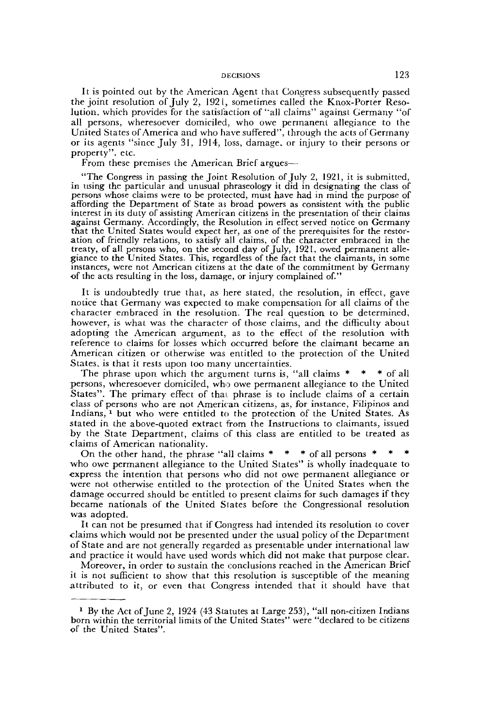It is pointed out by the American Agent that Congress subsequently passed the joint resolution of July 2, 1921, sometimes called the Knox-Porter Resolution, which provides for the satisfaction of "all claims" against Germany "of all persons, wheresoever domiciled, who owe permanent allegiance to the United States of America and who have suffered", through the acts of Germany or its agents "since July 31, 1914, loss, damage, or injury to their persons or property", etc.

From these premises the American Brief argues—

> "The Congress in passing the Joint Resolution of July 2, 1921, it is submitted, in using the particular and unusual phraseology it did in designating the class of persons whose claims were to be protected, must have had in mind the purpose of affording the Department of State as broad powers as consistent with the public interest in its duty of assisting American citizens in the presentation of their claims against Germany. Accordingly, the Resolution in effect served notice on Germany that the United States would expect her, as one of the prerequisites for the restoration of friendly relations, to satisfy all claims, of the character embraced in the treaty, of all persons who, on the second day of July, 1921, owed permanent allegiance to the United States. This, regardless of the fact that the claimants, in some instances, were not American citizens at the date of the commitment by Germany of the acts resulting in the loss, damage, or injury complained of."

It is undoubtedly true that, as here stated, the resolution, in effect, gave notice that Germany was expected to make compensation for all claims of the character embraced in the resolution. The real question to be determined, however, is what was the character of those claims, and the difficulty about adopting the American argument, as to the effect of the resolution with reference to claims for losses which occurred before the claimant became an American citizen or otherwise was entitled to the protection of the United States, is that it rests upon too many uncertainties.

The phrase upon which the argument turns is, "all claims * * * of all persons, wheresoever domiciled, who owe permanent allegiance to the United States". The primary effect of that phrase is to include claims of a certain class of persons who are not American citizens, as, for instance, Filipinos and Indians,[1] but who were entitled to the protection of the United States. As stated in the above-quoted extract from the Instructions to claimants, issued by the State Department, claims of this class are entitled to be treated as claims of American nationality.

On the other hand, the phrase "all claims * * * of all persons * * * who owe permanent allegiance to the United States" is wholly inadequate to express the intention that persons who did not owe permanent allegiance or were not otherwise entitled to the protection of the United States when the damage occurred should be entitled to present claims for such damages if they became nationals of the United States before the Congressional resolution was adopted.

It can not be presumed that if Congress had intended its resolution to cover claims which would not be presented under the usual policy of the Department of State and are not generally regarded as presentable under international law and practice it would have used words which did not make that purpose clear.

Moreover, in order to sustain the conclusions reached in the American Brief it is not sufficient to show that this resolution is susceptible of the meaning attributed to it, or even that Congress intended that it should have that

---

[1] By the Act of June 2, 1924 (43 Statutes at Large 253), "all non-citizen Indians born within the territorial limits of the United States" were "declared to be citizens of the United States".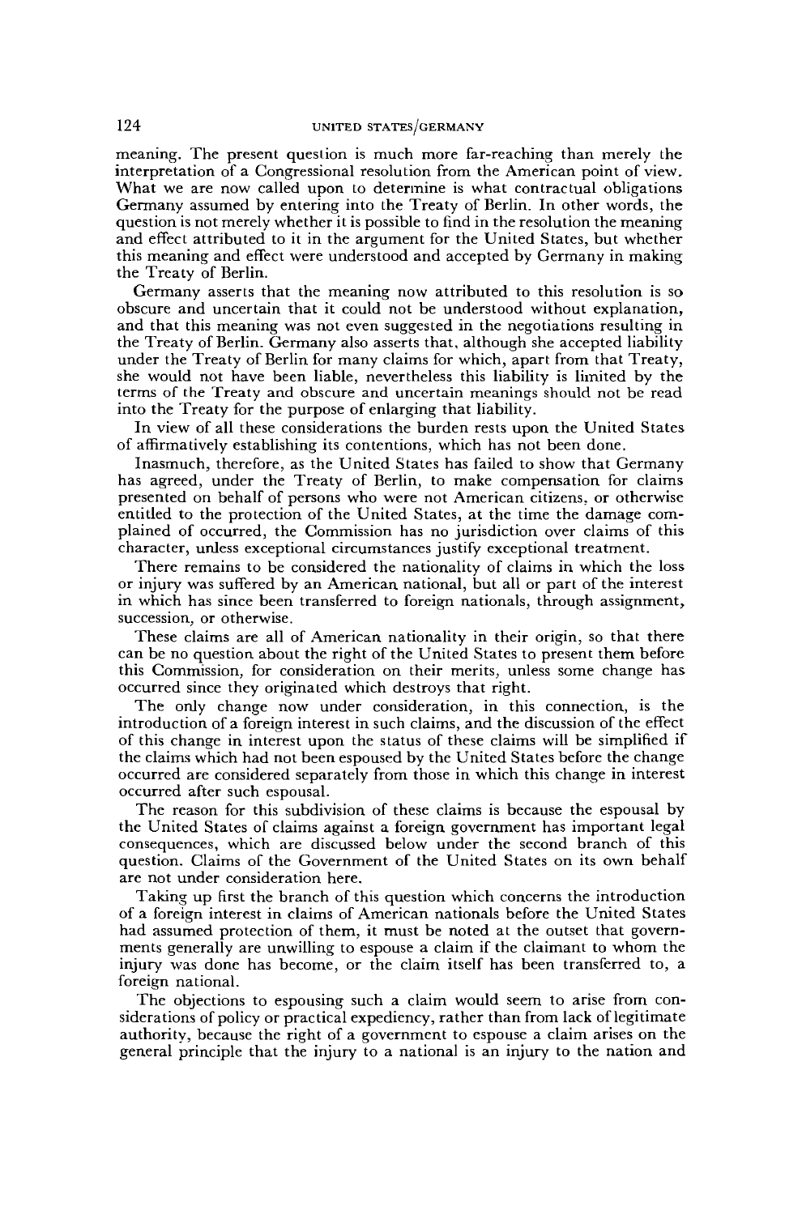meaning. The present question is much more far-reaching than merely the interpretation of a Congressional resolution from the American point of view. What we are now called upon to determine is what contractual obligations Germany assumed by entering into the Treaty of Berlin. In other words, the question is not merely whether it is possible to find in the resolution the meaning and effect attributed to it in the argument for the United States, but whether this meaning and effect were understood and accepted by Germany in making the Treaty of Berlin.

Germany asserts that the meaning now attributed to this resolution is so obscure and uncertain that it could not be understood without explanation, and that this meaning was not even suggested in the negotiations resulting in the Treaty of Berlin. Germany also asserts that, although she accepted liability under the Treaty of Berlin for many claims for which, apart from that Treaty, she would not have been liable, nevertheless this liability is limited by the terms of the Treaty and obscure and uncertain meanings should not be read into the Treaty for the purpose of enlarging that liability.

In view of all these considerations the burden rests upon the United States of affirmatively establishing its contentions, which has not been done.

Inasmuch, therefore, as the United States has failed to show that Germany has agreed, under the Treaty of Berlin, to make compensation for claims presented on behalf of persons who were not American citizens, or otherwise entitled to the protection of the United States, at the time the damage complained of occurred, the Commission has no jurisdiction over claims of this character, unless exceptional circumstances justify exceptional treatment.

There remains to be considered the nationality of claims in which the loss or injury was suffered by an American national, but all or part of the interest in which has since been transferred to foreign nationals, through assignment, succession, or otherwise.

These claims are all of American nationality in their origin, so that there can be no question about the right of the United States to present them before this Commission, for consideration on their merits, unless some change has occurred since they originated which destroys that right.

The only change now under consideration, in this connection, is the introduction of a foreign interest in such claims, and the discussion of the effect of this change in interest upon the status of these claims will be simplified if the claims which had not been espoused by the United States before the change occurred are considered separately from those in which this change in interest occurred after such espousal.

The reason for this subdivision of these claims is because the espousal by the United States of claims against a foreign government has important legal consequences, which are discussed below under the second branch of this question. Claims of the Government of the United States on its own behalf are not under consideration here.

Taking up first the branch of this question which concerns the introduction of a foreign interest in claims of American nationals before the United States had assumed protection of them, it must be noted at the outset that governments generally are unwilling to espouse a claim if the claimant to whom the injury was done has become, or the claim itself has been transferred to, a foreign national.

The objections to espousing such a claim would seem to arise from considerations of policy or practical expediency, rather than from lack of legitimate authority, because the right of a government to espouse a claim arises on the general principle that the injury to a national is an injury to the nation and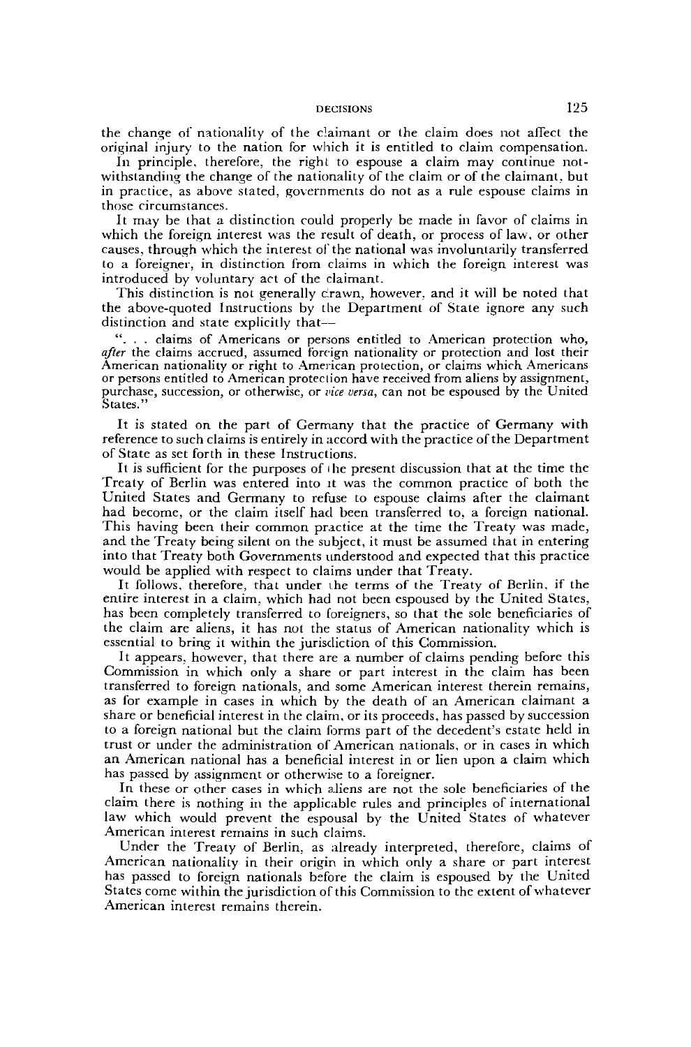the change of nationality of the claimant or the claim does not affect the original injury to the nation for which it is entitled to claim compensation.

In principle, therefore, the right to espouse a claim may continue notwithstanding the change of the nationality of the claim or of the claimant, but in practice, as above stated, governments do not as a rule espouse claims in those circumstances.

It may be that a distinction could properly be made in favor of claims in which the foreign interest was the result of death, or process of law, or other causes, through which the interest of the national was involuntarily transferred to a foreigner, in distinction from claims in which the foreign interest was introduced by voluntary act of the claimant.

This distinction is not generally drawn, however, and it will be noted that the above-quoted Instructions by the Department of State ignore any such distinction and state explicitly that—

> ". . . claims of Americans or persons entitled to American protection who, *after* the claims accrued, assumed foreign nationality or protection and lost their American nationality or right to American protection, or claims which Americans or persons entitled to American protection have received from aliens by assignment, purchase, succession, or otherwise, or *vice versa*, can not be espoused by the United States."

It is stated on the part of Germany that the practice of Germany with reference to such claims is entirely in accord with the practice of the Department of State as set forth in these Instructions.

It is sufficient for the purposes of the present discussion that at the time the Treaty of Berlin was entered into it was the common practice of both the United States and Germany to refuse to espouse claims after the claimant had become, or the claim itself had been transferred to, a foreign national. This having been their common practice at the time the Treaty was made, and the Treaty being silent on the subject, it must be assumed that in entering into that Treaty both Governments understood and expected that this practice would be applied with respect to claims under that Treaty.

It follows, therefore, that under the terms of the Treaty of Berlin, if the entire interest in a claim, which had not been espoused by the United States, has been completely transferred to foreigners, so that the sole beneficiaries of the claim are aliens, it has not the status of American nationality which is essential to bring it within the jurisdiction of this Commission.

It appears, however, that there are a number of claims pending before this Commission in which only a share or part interest in the claim has been transferred to foreign nationals, and some American interest therein remains, as for example in cases in which by the death of an American claimant a share or beneficial interest in the claim, or its proceeds, has passed by succession to a foreign national but the claim forms part of the decedent's estate held in trust or under the administration of American nationals, or in cases in which an American national has a beneficial interest in or lien upon a claim which has passed by assignment or otherwise to a foreigner.

In these or other cases in which aliens are not the sole beneficiaries of the claim there is nothing in the applicable rules and principles of international law which would prevent the espousal by the United States of whatever American interest remains in such claims.

Under the Treaty of Berlin, as already interpreted, therefore, claims of American nationality in their origin in which only a share or part interest has passed to foreign nationals before the claim is espoused by the United States come within the jurisdiction of this Commission to the extent of whatever American interest remains therein.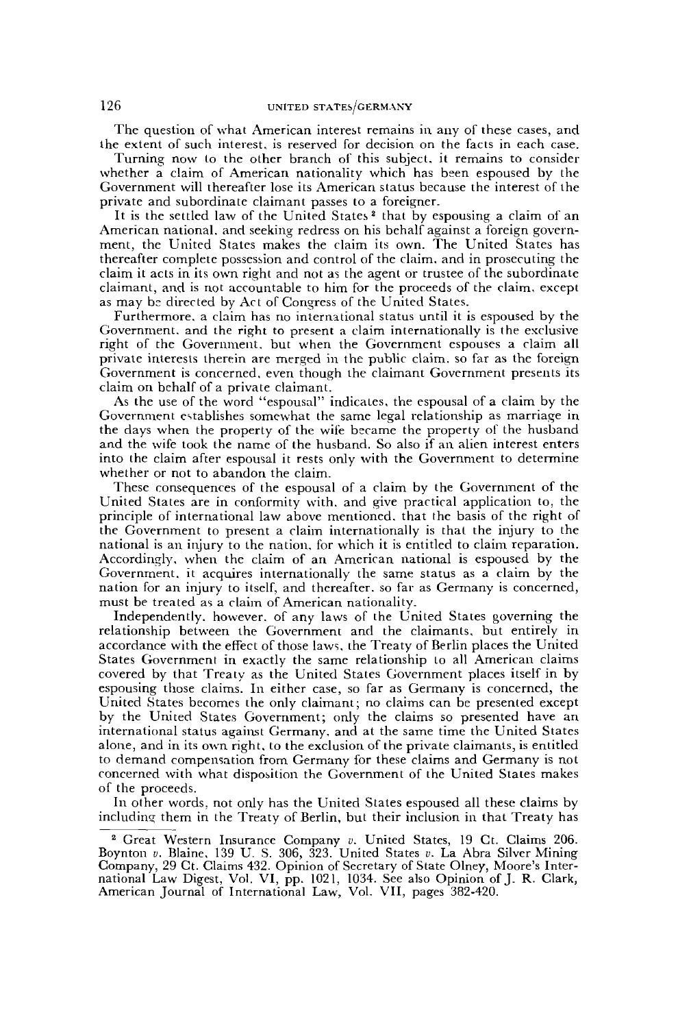The question of what American interest remains in any of these cases, and the extent of such interest, is reserved for decision on the facts in each case.

Turning now to the other branch of this subject, it remains to consider whether a claim of American nationality which has been espoused by the Government will thereafter lose its American status because the interest of the private and subordinate claimant passes to a foreigner.

It is the settled law of the United States[2] that by espousing a claim of an American national, and seeking redress on his behalf against a foreign government, the United States makes the claim its own. The United States has thereafter complete possession and control of the claim, and in prosecuting the claim it acts in its own right and not as the agent or trustee of the subordinate claimant, and is not accountable to him for the proceeds of the claim, except as may be directed by Act of Congress of the United States.

Furthermore, a claim has no international status until it is espoused by the Government, and the right to present a claim internationally is the exclusive right of the Government, but when the Government espouses a claim all private interests therein are merged in the public claim, so far as the foreign Government is concerned, even though the claimant Government presents its claim on behalf of a private claimant.

As the use of the word "espousal" indicates, the espousal of a claim by the Government establishes somewhat the same legal relationship as marriage in the days when the property of the wife became the property of the husband and the wife took the name of the husband. So also if an alien interest enters into the claim after espousal it rests only with the Government to determine whether or not to abandon the claim.

These consequences of the espousal of a claim by the Government of the United States are in conformity with, and give practical application to, the principle of international law above mentioned, that the basis of the right of the Government to present a claim internationally is that the injury to the national is an injury to the nation, for which it is entitled to claim reparation. Accordingly, when the claim of an American national is espoused by the Government, it acquires internationally the same status as a claim by the nation for an injury to itself, and thereafter, so far as Germany is concerned, must be treated as a claim of American nationality.

Independently, however, of any laws of the United States governing the relationship between the Government and the claimants, but entirely in accordance with the effect of those laws, the Treaty of Berlin places the United States Government in exactly the same relationship to all American claims covered by that Treaty as the United States Government places itself in by espousing those claims. In either case, so far as Germany is concerned, the United States becomes the only claimant; no claims can be presented except by the United States Government; only the claims so presented have an international status against Germany, and at the same time the United States alone, and in its own right, to the exclusion of the private claimants, is entitled to demand compensation from Germany for these claims and Germany is not concerned with what disposition the Government of the United States makes of the proceeds.

In other words, not only has the United States espoused all these claims by including them in the Treaty of Berlin, but their inclusion in that Treaty has

---

[2] Great Western Insurance Company *v.* United States, 19 Ct. Claims 206. Boynton *v.* Blaine, 139 U. S. 306, 323. United States *v.* La Abra Silver Mining Company, 29 Ct. Claims 432. Opinion of Secretary of State Olney, Moore's International Law Digest, Vol. VI, pp. 1021, 1034. See also Opinion of J. R. Clark, American Journal of International Law, Vol. VII, pages 382-420.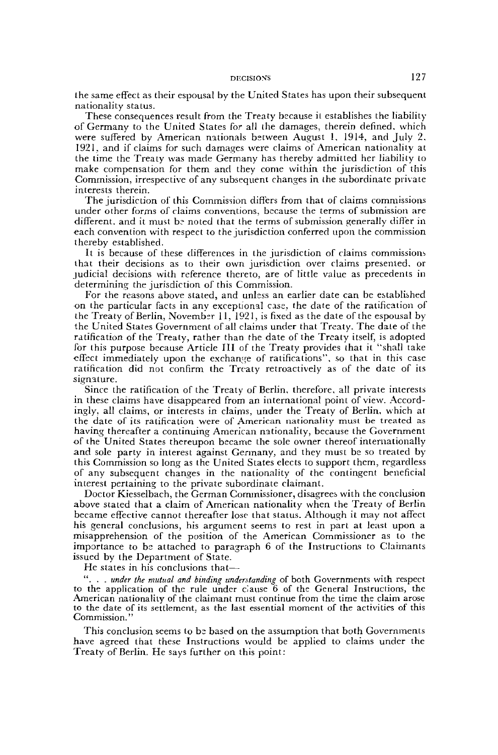the same effect as their espousal by the United States has upon their subsequent nationality status.

These consequences result from the Treaty because it establishes the liability of Germany to the United States for all the damages, therein defined, which were suffered by American nationals between August 1, 1914, and July 2, 1921, and if claims for such damages were claims of American nationality at the time the Treaty was made Germany has thereby admitted her liability to make compensation for them and they come within the jurisdiction of this Commission, irrespective of any subsequent changes in the subordinate private interests therein.

The jurisdiction of this Commission differs from that of claims commissions under other forms of claims conventions, because the terms of submission are different, and it must be noted that the terms of submission generally differ in each convention with respect to the jurisdiction conferred upon the commission thereby established.

It is because of these differences in the jurisdiction of claims commissions that their decisions as to their own jurisdiction over claims presented, or judicial decisions with reference thereto, are of little value as precedents in determining the jurisdiction of this Commission.

For the reasons above stated, and unless an earlier date can be established on the particular facts in any exceptional case, the date of the ratification of the Treaty of Berlin, November 11, 1921, is fixed as the date of the espousal by the United States Government of all claims under that Treaty. The date of the ratification of the Treaty, rather than the date of the Treaty itself, is adopted for this purpose because Article III of the Treaty provides that it "shall take effect immediately upon the exchange of ratifications", so that in this case ratification did not confirm the Treaty retroactively as of the date of its signature.

Since the ratification of the Treaty of Berlin, therefore, all private interests in these claims have disappeared from an international point of view. Accordingly, all claims, or interests in claims, under the Treaty of Berlin, which at the date of its ratification were of American nationality must be treated as having thereafter a continuing American nationality, because the Government of the United States thereupon became the sole owner thereof internationally and sole party in interest against Germany, and they must be so treated by this Commission so long as the United States elects to support them, regardless of any subsequent changes in the nationality of the contingent beneficial interest pertaining to the private subordinate claimant.

Doctor Kiesselbach, the German Commissioner, disagrees with the conclusion above stated that a claim of American nationality when the Treaty of Berlin became effective cannot thereafter lose that status. Although it may not affect his general conclusions, his argument seems to rest in part at least upon a misapprehension of the position of the American Commissioner as to the importance to be attached to paragraph 6 of the Instructions to Claimants issued by the Department of State.

He states in his conclusions that—

". . . *under the mutual and binding understanding* of both Governments with respect to the application of the rule under clause 6 of the General Instructions, the American nationality of the claimant must continue from the time the claim arose to the date of its settlement, as the last essential moment of the activities of this Commission."

This conclusion seems to be based on the assumption that both Governments have agreed that these Instructions would be applied to claims under the Treaty of Berlin. He says further on this point: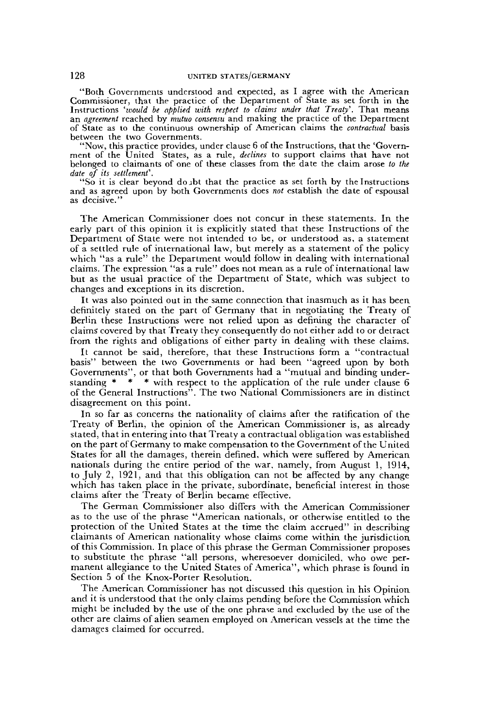"Both Governments understood and expected, as I agree with the American Commissioner, that the practice of the Department of State as set forth in the Instructions '*would be applied with respect to claims under that Treaty*'. That means an *agreement* reached by *mutuo consensu* and making the practice of the Department of State as to the continuous ownership of American claims the *contractual* basis between the two Governments.

"Now, this practice provides, under clause 6 of the Instructions, that the 'Government of the United States, as a rule, *declines* to support claims that have not belonged to claimants of one of these classes from the date the claim arose *to the date of its settlement*'.

"So it is clear beyond doubt that the practice as set forth by the Instructions and as agreed upon by both Governments does *not* establish the date of espousal as decisive."

The American Commissioner does not concur in these statements. In the early part of this opinion it is explicitly stated that these Instructions of the Department of State were not intended to be, or understood as, a statement of a settled rule of international law, but merely as a statement of the policy which "as a rule" the Department would follow in dealing with international claims. The expression "as a rule" does not mean as a rule of international law but as the usual practice of the Department of State, which was subject to changes and exceptions in its discretion.

It was also pointed out in the same connection that inasmuch as it has been definitely stated on the part of Germany that in negotiating the Treaty of Berlin these Instructions were not relied upon as defining the character of claims covered by that Treaty they consequently do not either add to or detract from the rights and obligations of either party in dealing with these claims.

It cannot be said, therefore, that these Instructions form a "contractual basis" between the two Governments or had been "agreed upon by both Governments", or that both Governments had a "mutual and binding understanding * * * with respect to the application of the rule under clause 6 of the General Instructions". The two National Commissioners are in distinct disagreement on this point.

In so far as concerns the nationality of claims after the ratification of the Treaty of Berlin, the opinion of the American Commissioner is, as already stated, that in entering into that Treaty a contractual obligation was established on the part of Germany to make compensation to the Government of the United States for all the damages, therein defined, which were suffered by American nationals during the entire period of the war, namely, from August 1, 1914, to July 2, 1921, and that this obligation can not be affected by any change which has taken place in the private, subordinate, beneficial interest in those claims after the Treaty of Berlin became effective.

The German Commissioner also differs with the American Commissioner as to the use of the phrase "American nationals, or otherwise entitled to the protection of the United States at the time the claim accrued" in describing claimants of American nationality whose claims come within the jurisdiction of this Commission. In place of this phrase the German Commissioner proposes to substitute the phrase "all persons, wheresoever domiciled, who owe permanent allegiance to the United States of America", which phrase is found in Section 5 of the Knox-Porter Resolution.

The American Commissioner has not discussed this question in his Opinion and it is understood that the only claims pending before the Commission which might be included by the use of the one phrase and excluded by the use of the other are claims of alien seamen employed on American vessels at the time the damages claimed for occurred.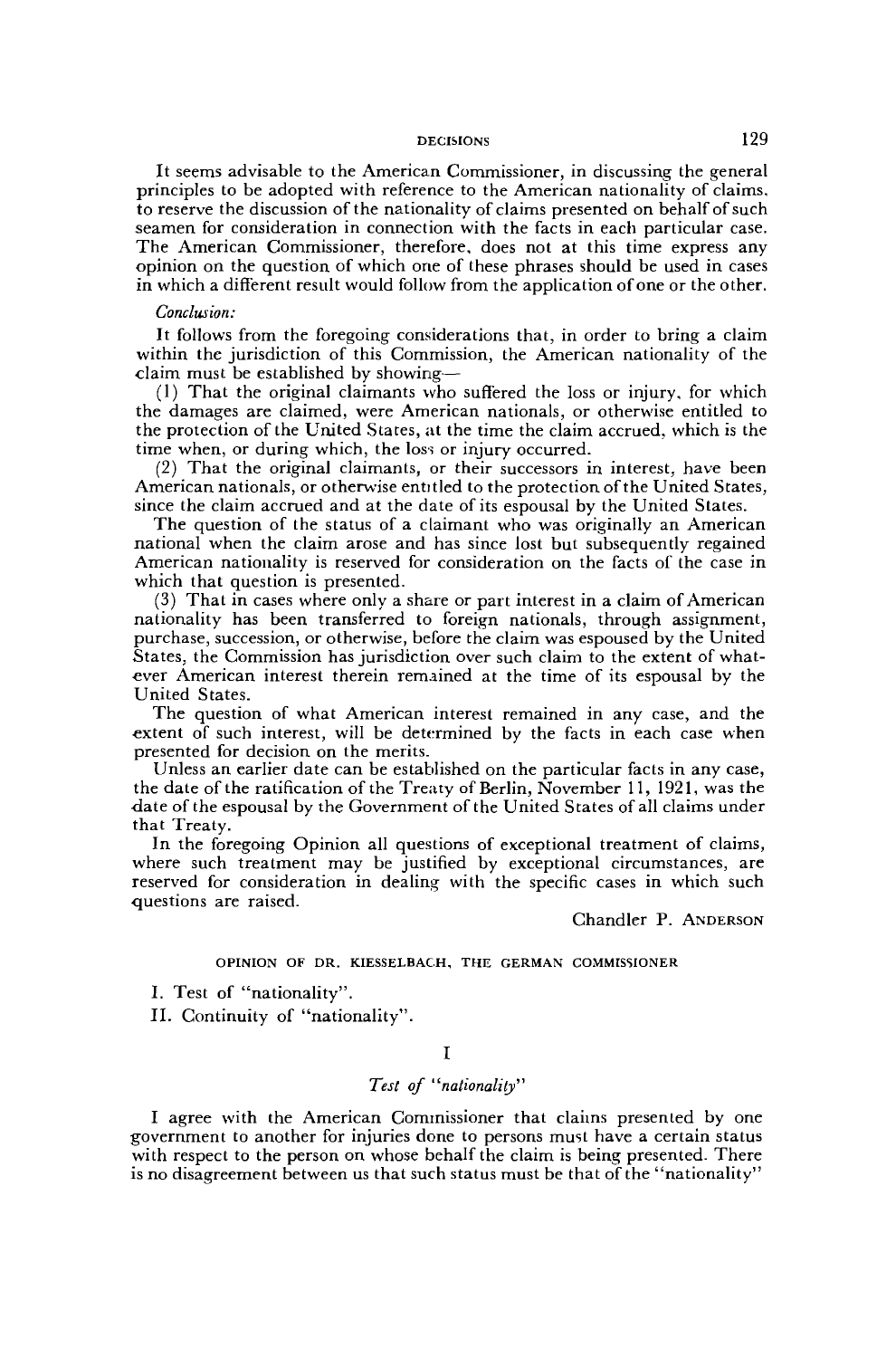It seems advisable to the American Commissioner, in discussing the general principles to be adopted with reference to the American nationality of claims, to reserve the discussion of the nationality of claims presented on behalf of such seamen for consideration in connection with the facts in each particular case. The American Commissioner, therefore, does not at this time express any opinion on the question of which one of these phrases should be used in cases in which a different result would follow from the application of one or the other.

*Conclusion:*

It follows from the foregoing considerations that, in order to bring a claim within the jurisdiction of this Commission, the American nationality of the claim must be established by showing—

(1) That the original claimants who suffered the loss or injury, for which the damages are claimed, were American nationals, or otherwise entitled to the protection of the United States, at the time the claim accrued, which is the time when, or during which, the loss or injury occurred.

(2) That the original claimants, or their successors in interest, have been American nationals, or otherwise entitled to the protection of the United States, since the claim accrued and at the date of its espousal by the United States.

The question of the status of a claimant who was originally an American national when the claim arose and has since lost but subsequently regained American nationality is reserved for consideration on the facts of the case in which that question is presented.

(3) That in cases where only a share or part interest in a claim of American nationality has been transferred to foreign nationals, through assignment, purchase, succession, or otherwise, before the claim was espoused by the United States, the Commission has jurisdiction over such claim to the extent of whatever American interest therein remained at the time of its espousal by the United States.

The question of what American interest remained in any case, and the extent of such interest, will be determined by the facts in each case when presented for decision on the merits.

Unless an earlier date can be established on the particular facts in any case, the date of the ratification of the Treaty of Berlin, November 11, 1921, was the date of the espousal by the Government of the United States of all claims under that Treaty.

In the foregoing Opinion all questions of exceptional treatment of claims, where such treatment may be justified by exceptional circumstances, are reserved for consideration in dealing with the specific cases in which such questions are raised.

Chandler P. ANDERSON

## OPINION OF DR. KIESSELBACH, THE GERMAN COMMISSIONER

I. Test of "nationality".

II. Continuity of "nationality".

### I

### *Test of "nationality"*

I agree with the American Commissioner that claims presented by one government to another for injuries done to persons must have a certain status with respect to the person on whose behalf the claim is being presented. There is no disagreement between us that such status must be that of the "nationality"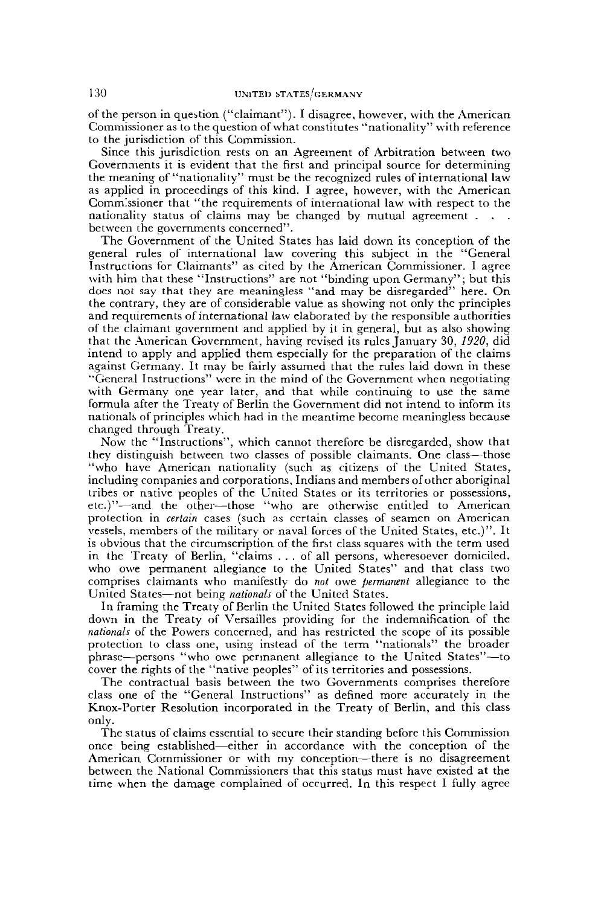of the person in question ("claimant"). I disagree, however, with the American Commissioner as to the question of what constitutes "nationality" with reference to the jurisdiction of this Commission.

Since this jurisdiction rests on an Agreement of Arbitration between two Governments it is evident that the first and principal source for determining the meaning of "nationality" must be the recognized rules of international law as applied in proceedings of this kind. I agree, however, with the American Commissioner that "the requirements of international law with respect to the nationality status of claims may be changed by mutual agreement . . . between the governments concerned".

The Government of the United States has laid down its conception of the general rules of international law covering this subject in the "General Instructions for Claimants" as cited by the American Commissioner. I agree with him that these "Instructions" are not "binding upon Germany"; but this does not say that they are meaningless "and may be disregarded" here. On the contrary, they are of considerable value as showing not only the principles and requirements of international law elaborated by the responsible authorities of the claimant government and applied by it in general, but as also showing that the American Government, having revised its rules January 30, *1920*, did intend to apply and applied them especially for the preparation of the claims against Germany. It may be fairly assumed that the rules laid down in these "General Instructions" were in the mind of the Government when negotiating with Germany one year later, and that while continuing to use the same formula after the Treaty of Berlin the Government did not intend to inform its nationals of principles which had in the meantime become meaningless because changed through Treaty.

Now the "Instructions", which cannot therefore be disregarded, show that they distinguish between two classes of possible claimants. One class—those "who have American nationality (such as citizens of the United States, including companies and corporations, Indians and members of other aboriginal tribes or native peoples of the United States or its territories or possessions, etc.)"—and the other—those "who are otherwise entitled to American protection in *certain* cases (such as certain classes of seamen on American vessels, members of the military or naval forces of the United States, etc.)". It is obvious that the circumscription of the first class squares with the term used in the Treaty of Berlin, "claims . . . of all persons, wheresoever domiciled, who owe permanent allegiance to the United States" and that class two comprises claimants who manifestly do *not* owe *permanent* allegiance to the United States—not being *nationals* of the United States.

In framing the Treaty of Berlin the United States followed the principle laid down in the Treaty of Versailles providing for the indemnification of the *nationals* of the Powers concerned, and has restricted the scope of its possible protection to class one, using instead of the term "nationals" the broader phrase—persons "who owe permanent allegiance to the United States"—to cover the rights of the "native peoples" of its territories and possessions.

The contractual basis between the two Governments comprises therefore class one of the "General Instructions" as defined more accurately in the Knox-Porter Resolution incorporated in the Treaty of Berlin, and this class only.

The status of claims essential to secure their standing before this Commission once being established—either in accordance with the conception of the American Commissioner or with my conception—there is no disagreement between the National Commissioners that this status must have existed at the time when the damage complained of occurred. In this respect I fully agree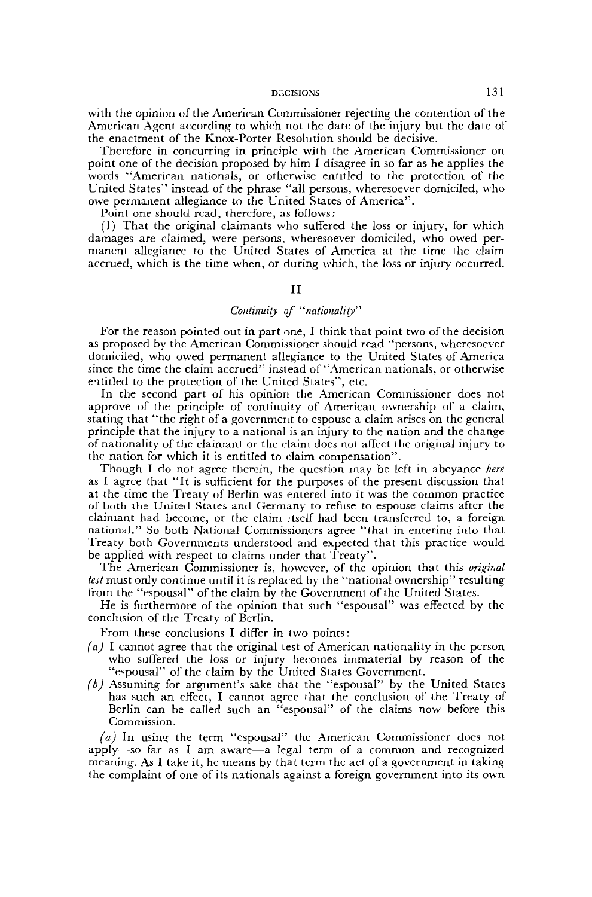with the opinion of the American Commissioner rejecting the contention of the American Agent according to which not the date of the injury but the date of the enactment of the Knox-Porter Resolution should be decisive.

Therefore in concurring in principle with the American Commissioner on point one of the decision proposed by him I disagree in so far as he applies the words "American nationals, or otherwise entitled to the protection of the United States" instead of the phrase "all persons, wheresoever domiciled, who owe permanent allegiance to the United States of America".

Point one should read, therefore, as follows:

(1) That the original claimants who suffered the loss or injury, for which damages are claimed, were persons, wheresoever domiciled, who owed permanent allegiance to the United States of America at the time the claim accrued, which is the time when, or during which, the loss or injury occurred.

## II

### *Continuity of "nationality"*

For the reason pointed out in part one, I think that point two of the decision as proposed by the American Commissioner should read "persons, wheresoever domiciled, who owed permanent allegiance to the United States of America since the time the claim accrued" instead of "American nationals, or otherwise entitled to the protection of the United States", etc.

In the second part of his opinion the American Commissioner does not approve of the principle of continuity of American ownership of a claim, stating that "the right of a government to espouse a claim arises on the general principle that the injury to a national is an injury to the nation and the change of nationality of the claimant or the claim does not affect the original injury to the nation for which it is entitled to claim compensation".

Though I do not agree therein, the question may be left in abeyance *here* as I agree that "It is sufficient for the purposes of the present discussion that at the time the Treaty of Berlin was entered into it was the common practice of both the United States and Germany to refuse to espouse claims after the claimant had become, or the claim itself had been transferred to, a foreign national." So both National Commissioners agree "that in entering into that Treaty both Governments understood and expected that this practice would be applied with respect to claims under that Treaty".

The American Commissioner is, however, of the opinion that this *original test* must only continue until it is replaced by the "national ownership" resulting from the "espousal" of the claim by the Government of the United States.

He is furthermore of the opinion that such "espousal" was effected by the conclusion of the Treaty of Berlin.

From these conclusions I differ in two points:

*(a)* I cannot agree that the original test of American nationality in the person who suffered the loss or injury becomes immaterial by reason of the "espousal" of the claim by the United States Government.

*(b)* Assuming for argument's sake that the "espousal" by the United States has such an effect, I cannot agree that the conclusion of the Treaty of Berlin can be called such an "espousal" of the claims now before this Commission.

*(a)* In using the term "espousal" the American Commissioner does not apply—so far as I am aware—a legal term of a common and recognized meaning. As I take it, he means by that term the act of a government in taking the complaint of one of its nationals against a foreign government into its own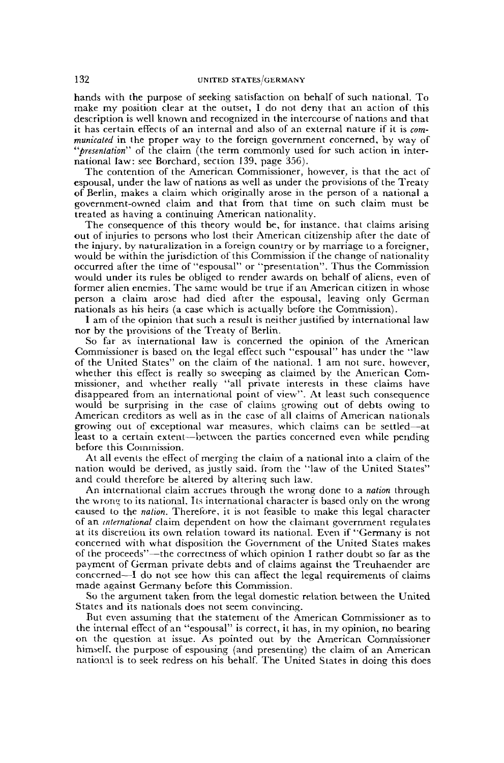hands with the purpose of seeking satisfaction on behalf of such national. To make my position clear at the outset, I do not deny that an action of this description is well known and recognized in the intercourse of nations and that it has certain effects of an internal and also of an external nature if it is *communicated* in the proper way to the foreign government concerned, by way of "*presentation*" of the claim (the term commonly used for such action in international law: see Borchard, section 139, page 356).

The contention of the American Commissioner, however, is that the act of espousal, under the law of nations as well as under the provisions of the Treaty of Berlin, makes a claim which originally arose in the person of a national a government-owned claim and that from that time on such claim must be treated as having a continuing American nationality.

The consequence of this theory would be, for instance, that claims arising out of injuries to persons who lost their American citizenship after the date of the injury, by naturalization in a foreign country or by marriage to a foreigner, would be within the jurisdiction of this Commission if the change of nationality occurred after the time of "espousal" or "presentation". Thus the Commission would under its rules be obliged to render awards on behalf of aliens, even of former alien enemies. The same would be true if an American citizen in whose person a claim arose had died after the espousal, leaving only German nationals as his heirs (a case which is actually before the Commission).

I am of the opinion that such a result is neither justified by international law nor by the provisions of the Treaty of Berlin.

So far as international law is concerned the opinion of the American Commissioner is based on the legal effect such "espousal" has under the "law of the United States" on the claim of the national. I am not sure, however, whether this effect is really so sweeping as claimed by the American Commissioner, and whether really "all private interests in these claims have disappeared from an international point of view". At least such consequence would be surprising in the case of claims growing out of debts owing to American creditors as well as in the case of all claims of American nationals growing out of exceptional war measures, which claims can be settled—at least to a certain extent—between the parties concerned even while pending before this Commission.

At all events the effect of merging the claim of a national into a claim of the nation would be derived, as justly said, from the "law of the United States" and could therefore be altered by altering such law.

An international claim accrues through the wrong done to a *nation* through the wrong to its national. Its international character is based only on the wrong caused to the *nation*. Therefore, it is not feasible to make this legal character of an *international* claim dependent on how the claimant government regulates at its discretion its own relation toward its national. Even if "Germany is not concerned with what disposition the Government of the United States makes of the proceeds"—the correctness of which opinion I rather doubt so far as the payment of German private debts and of claims against the Treuhaender are concerned—I do not see how this can affect the legal requirements of claims made against Germany before this Commission.

So the argument taken from the legal domestic relation between the United States and its nationals does not seem convincing.

But even assuming that the statement of the American Commissioner as to the internal effect of an "espousal" is correct, it has, in my opinion, no bearing on the question at issue. As pointed out by the American Commissioner himself, the purpose of espousing (and presenting) the claim of an American national is to seek redress on his behalf. The United States in doing this does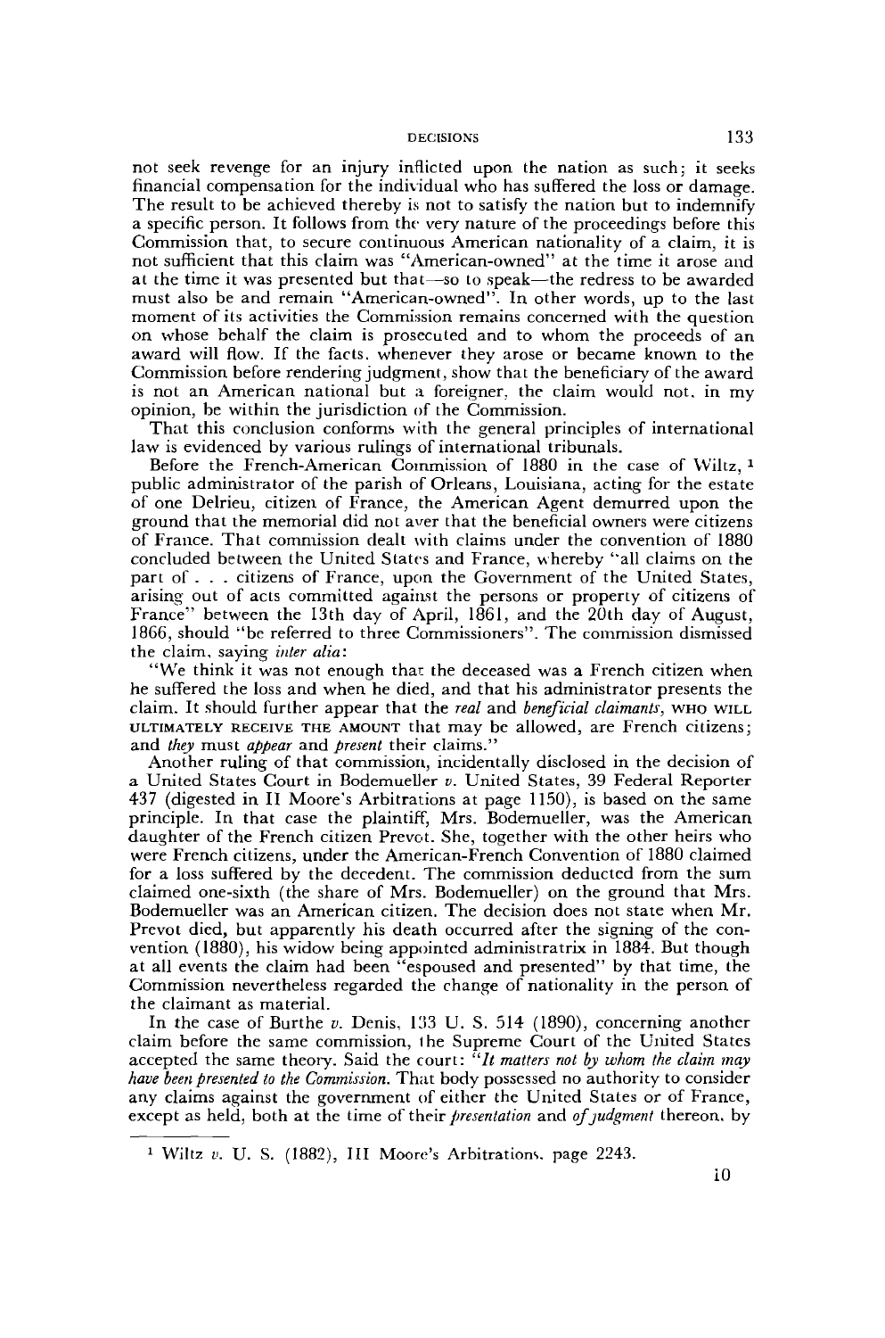not seek revenge for an injury inflicted upon the nation as such; it seeks financial compensation for the individual who has suffered the loss or damage. The result to be achieved thereby is not to satisfy the nation but to indemnify a specific person. It follows from the very nature of the proceedings before this Commission that, to secure continuous American nationality of a claim, it is not sufficient that this claim was "American-owned" at the time it arose and at the time it was presented but that—so to speak—the redress to be awarded must also be and remain "American-owned". In other words, up to the last moment of its activities the Commission remains concerned with the question on whose behalf the claim is prosecuted and to whom the proceeds of an award will flow. If the facts, whenever they arose or became known to the Commission before rendering judgment, show that the beneficiary of the award is not an American national but a foreigner, the claim would not, in my opinion, be within the jurisdiction of the Commission.

That this conclusion conforms with the general principles of international law is evidenced by various rulings of international tribunals.

Before the French-American Commission of 1880 in the case of Wiltz, [1] public administrator of the parish of Orleans, Louisiana, acting for the estate of one Delrieu, citizen of France, the American Agent demurred upon the ground that the memorial did not aver that the beneficial owners were citizens of France. That commission dealt with claims under the convention of 1880 concluded between the United States and France, whereby "all claims on the part of . . . citizens of France, upon the Government of the United States, arising out of acts committed against the persons or property of citizens of France" between the 13th day of April, 1861, and the 20th day of August, 1866, should "be referred to three Commissioners". The commission dismissed the claim, saying *inter alia*:

"We think it was not enough that the deceased was a French citizen when he suffered the loss and when he died, and that his administrator presents the claim. It should further appear that the *real* and *beneficial claimants*, WHO WILL ULTIMATELY RECEIVE THE AMOUNT that may be allowed, are French citizens; and *they* must *appear* and *present* their claims."

Another ruling of that commission, incidentally disclosed in the decision of a United States Court in Bodemueller *v.* United States, 39 Federal Reporter 437 (digested in II Moore's Arbitrations at page 1150), is based on the same principle. In that case the plaintiff, Mrs. Bodemueller, was the American daughter of the French citizen Prevot. She, together with the other heirs who were French citizens, under the American-French Convention of 1880 claimed for a loss suffered by the decedent. The commission deducted from the sum claimed one-sixth (the share of Mrs. Bodemueller) on the ground that Mrs. Bodemueller was an American citizen. The decision does not state when Mr. Prevot died, but apparently his death occurred after the signing of the convention (1880), his widow being appointed administratrix in 1884. But though at all events the claim had been "espoused and presented" by that time, the Commission nevertheless regarded the change of nationality in the person of the claimant as material.

In the case of Burthe *v.* Denis, 133 U. S. 514 (1890), concerning another claim before the same commission, the Supreme Court of the United States accepted the same theory. Said the court: "*It matters not by whom the claim may have been presented to the Commission.* That body possessed no authority to consider any claims against the government of either the United States or of France, except as held, both at the time of their *presentation* and *of judgment* thereon, by

[1] Wiltz *v.* U. S. (1882), III Moore's Arbitrations, page 2243.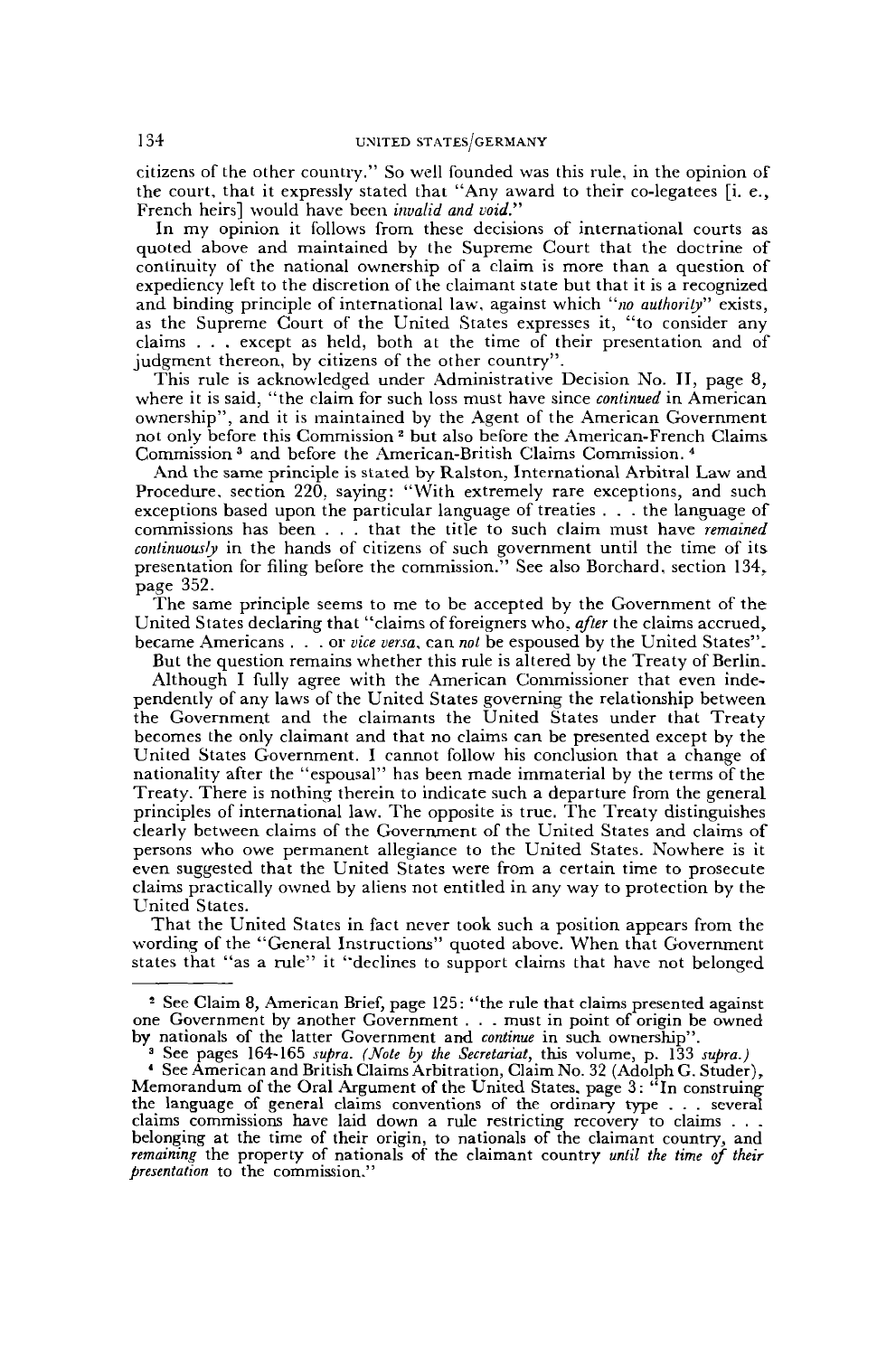citizens of the other country." So well founded was this rule, in the opinion of the court, that it expressly stated that "Any award to their co-legatees [i. e., French heirs] would have been *invalid and void*."

In my opinion it follows from these decisions of international courts as quoted above and maintained by the Supreme Court that the doctrine of continuity of the national ownership of a claim is more than a question of expediency left to the discretion of the claimant state but that it is a recognized and binding principle of international law, against which "*no authority*" exists, as the Supreme Court of the United States expresses it, "to consider any claims . . . except as held, both at the time of their presentation and of judgment thereon, by citizens of the other country".

This rule is acknowledged under Administrative Decision No. II, page 8, where it is said, "the claim for such loss must have since *continued* in American ownership", and it is maintained by the Agent of the American Government not only before this Commission [2] but also before the American-French Claims Commission [3] and before the American-British Claims Commission. [4]

And the same principle is stated by Ralston, International Arbitral Law and Procedure, section 220, saying: "With extremely rare exceptions, and such exceptions based upon the particular language of treaties . . . the language of commissions has been . . . that the title to such claim must have *remained continuously* in the hands of citizens of such government until the time of its presentation for filing before the commission." See also Borchard, section 134, page 352.

The same principle seems to me to be accepted by the Government of the United States declaring that "claims of foreigners who, *after* the claims accrued, became Americans . . . or *vice versa*, can *not* be espoused by the United States".

But the question remains whether this rule is altered by the Treaty of Berlin.

Although I fully agree with the American Commissioner that even independently of any laws of the United States governing the relationship between the Government and the claimants the United States under that Treaty becomes the only claimant and that no claims can be presented except by the United States Government, I cannot follow his conclusion that a change of nationality after the "espousal" has been made immaterial by the terms of the Treaty. There is nothing therein to indicate such a departure from the general principles of international law. The opposite is true. The Treaty distinguishes clearly between claims of the Government of the United States and claims of persons who owe permanent allegiance to the United States. Nowhere is it even suggested that the United States were from a certain time to prosecute claims practically owned by aliens not entitled in any way to protection by the United States.

That the United States in fact never took such a position appears from the wording of the "General Instructions" quoted above. When that Government states that "as a rule" it "declines to support claims that have not belonged

---

[2] See Claim 8, American Brief, page 125: "the rule that claims presented against one Government by another Government . . . must in point of origin be owned by nationals of the latter Government and *continue* in such ownership".

[3] See pages 164-165 *supra*. (*Note by the Secretariat*, this volume, p. 133 *supra*.)

[4] See American and British Claims Arbitration, Claim No. 32 (Adolph G. Studer), Memorandum of the Oral Argument of the United States, page 3: "In construing the language of general claims conventions of the ordinary type . . . several claims commissions have laid down a rule restricting recovery to claims . . . belonging at the time of their origin, to nationals of the claimant country, and *remaining* the property of nationals of the claimant country *until the time of their presentation* to the commission."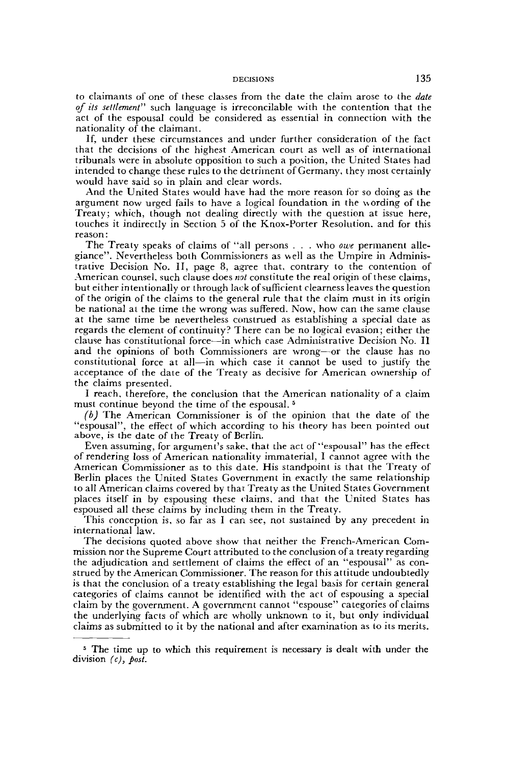to claimants of one of these classes from the date the claim arose to the *date of its settlement*" such language is irreconcilable with the contention that the act of the espousal could be considered as essential in connection with the nationality of the claimant.

If, under these circumstances and under further consideration of the fact that the decisions of the highest American court as well as of international tribunals were in absolute opposition to such a position, the United States had intended to change these rules to the detriment of Germany, they most certainly would have said so in plain and clear words.

And the United States would have had the more reason for so doing as the argument now urged fails to have a logical foundation in the wording of the Treaty; which, though not dealing directly with the question at issue here, touches it indirectly in Section 5 of the Knox-Porter Resolution, and for this reason:

The Treaty speaks of claims of "all persons . . . who *owe* permanent allegiance". Nevertheless both Commissioners as well as the Umpire in Administrative Decision No. II, page 8, agree that, contrary to the contention of American counsel, such clause does *not* constitute the real origin of these claims, but either intentionally or through lack of sufficient clearness leaves the question of the origin of the claims to the general rule that the claim must in its origin be national at the time the wrong was suffered. Now, how can the same clause at the same time be nevertheless construed as establishing a special date as regards the element of continuity? There can be no logical evasion; either the clause has constitutional force—in which case Administrative Decision No. II and the opinions of both Commissioners are wrong—or the clause has no constitutional force at all—in which case it cannot be used to justify the acceptance of the date of the Treaty as decisive for American ownership of the claims presented.

I reach, therefore, the conclusion that the American nationality of a claim must continue beyond the time of the espousal. [5]

*(b)* The American Commissioner is of the opinion that the date of the "espousal", the effect of which according to his theory has been pointed out above, is the date of the Treaty of Berlin.

Even assuming, for argument's sake, that the act of "espousal" has the effect of rendering loss of American nationality immaterial, I cannot agree with the American Commissioner as to this date. His standpoint is that the Treaty of Berlin places the United States Government in exactly the same relationship to all American claims covered by that Treaty as the United States Government places itself in by espousing these claims, and that the United States has espoused all these claims by including them in the Treaty.

This conception is, so far as I can see, not sustained by any precedent in international law.

The decisions quoted above show that neither the French-American Commission nor the Supreme Court attributed to the conclusion of a treaty regarding the adjudication and settlement of claims the effect of an "espousal" as construed by the American Commissioner. The reason for this attitude undoubtedly is that the conclusion of a treaty establishing the legal basis for certain general categories of claims cannot be identified with the act of espousing a special claim by the government. A government cannot "espouse" categories of claims the underlying facts of which are wholly unknown to it, but only individual claims as submitted to it by the national and after examination as to its merits.

---

[5] The time up to which this requirement is necessary is dealt with under the division *(c)*, *post*.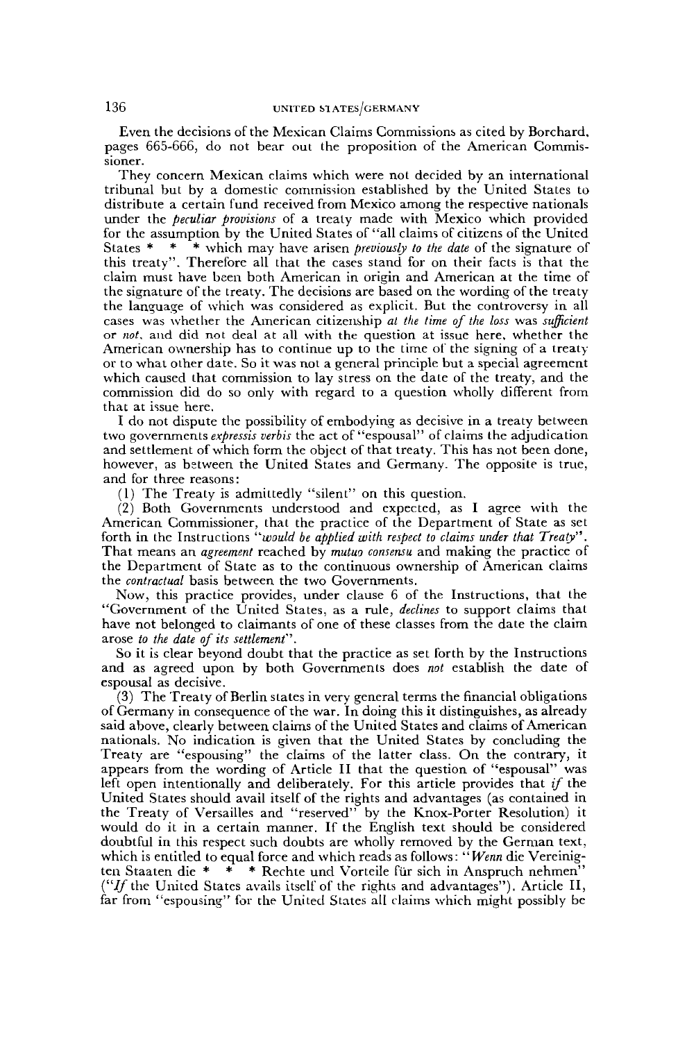Even the decisions of the Mexican Claims Commissions as cited by Borchard, pages 665-666, do not bear out the proposition of the American Commissioner.

They concern Mexican claims which were not decided by an international tribunal but by a domestic commission established by the United States to distribute a certain fund received from Mexico among the respective nationals under the *peculiar provisions* of a treaty made with Mexico which provided for the assumption by the United States of "all claims of citizens of the United States * * * which may have arisen *previously to the date* of the signature of this treaty". Therefore all that the cases stand for on their facts is that the claim must have been both American in origin and American at the time of the signature of the treaty. The decisions are based on the wording of the treaty the language of which was considered as explicit. But the controversy in all cases was whether the American citizenship *at the time of the loss* was *sufficient* or *not*, and did not deal at all with the question at issue here, whether the American ownership has to continue up to the time of the signing of a treaty or to what other date. So it was not a general principle but a special agreement which caused that commission to lay stress on the date of the treaty, and the commission did do so only with regard to a question wholly different from that at issue here.

I do not dispute the possibility of embodying as decisive in a treaty between two governments *expressis verbis* the act of "espousal" of claims the adjudication and settlement of which form the object of that treaty. This has not been done, however, as between the United States and Germany. The opposite is true, and for three reasons:

(1) The Treaty is admittedly "silent" on this question.

(2) Both Governments understood and expected, as I agree with the American Commissioner, that the practice of the Department of State as set forth in the Instructions "*would be applied with respect to claims under that Treaty*". That means an *agreement* reached by *mutuo consensu* and making the practice of the Department of State as to the continuous ownership of American claims the *contractual* basis between the two Governments.

Now, this practice provides, under clause 6 of the Instructions, that the "Government of the United States, as a rule, *declines* to support claims that have not belonged to claimants of one of these classes from the date the claim arose *to the date of its settlement*".

So it is clear beyond doubt that the practice as set forth by the Instructions and as agreed upon by both Governments does *not* establish the date of espousal as decisive.

(3) The Treaty of Berlin states in very general terms the financial obligations of Germany in consequence of the war. In doing this it distinguishes, as already said above, clearly between claims of the United States and claims of American nationals. No indication is given that the United States by concluding the Treaty are "espousing" the claims of the latter class. On the contrary, it appears from the wording of Article II that the question of "espousal" was left open intentionally and deliberately. For this article provides that *if* the United States should avail itself of the rights and advantages (as contained in the Treaty of Versailles and "reserved" by the Knox-Porter Resolution) it would do it in a certain manner. If the English text should be considered doubtful in this respect such doubts are wholly removed by the German text, which is entitled to equal force and which reads as follows: "*Wenn* die Vereinigten Staaten die * * * Rechte und Vorteile für sich in Anspruch nehmen" ("*If* the United States avails itself of the rights and advantages"). Article II, far from "espousing" for the United States all claims which might possibly be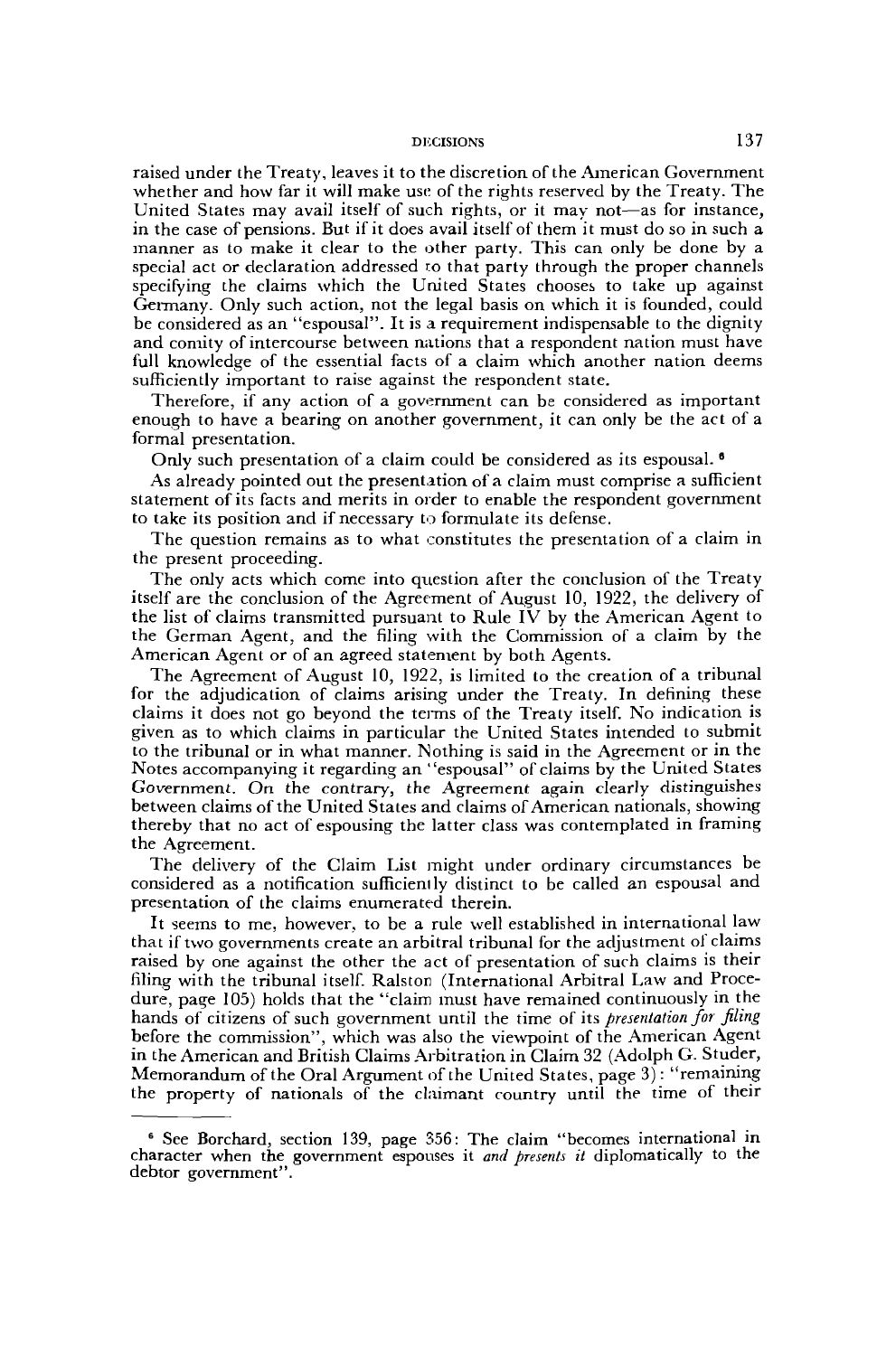raised under the Treaty, leaves it to the discretion of the American Government whether and how far it will make use of the rights reserved by the Treaty. The United States may avail itself of such rights, or it may not—as for instance, in the case of pensions. But if it does avail itself of them it must do so in such a manner as to make it clear to the other party. This can only be done by a special act or declaration addressed to that party through the proper channels specifying the claims which the United States chooses to take up against Germany. Only such action, not the legal basis on which it is founded, could be considered as an "espousal". It is a requirement indispensable to the dignity and comity of intercourse between nations that a respondent nation must have full knowledge of the essential facts of a claim which another nation deems sufficiently important to raise against the respondent state.

Therefore, if any action of a government can be considered as important enough to have a bearing on another government, it can only be the act of a formal presentation.

Only such presentation of a claim could be considered as its espousal.[6]

As already pointed out the presentation of a claim must comprise a sufficient statement of its facts and merits in order to enable the respondent government to take its position and if necessary to formulate its defense.

The question remains as to what constitutes the presentation of a claim in the present proceeding.

The only acts which come into question after the conclusion of the Treaty itself are the conclusion of the Agreement of August 10, 1922, the delivery of the list of claims transmitted pursuant to Rule IV by the American Agent to the German Agent, and the filing with the Commission of a claim by the American Agent or of an agreed statement by both Agents.

The Agreement of August 10, 1922, is limited to the creation of a tribunal for the adjudication of claims arising under the Treaty. In defining these claims it does not go beyond the terms of the Treaty itself. No indication is given as to which claims in particular the United States intended to submit to the tribunal or in what manner. Nothing is said in the Agreement or in the Notes accompanying it regarding an "espousal" of claims by the United States Government. On the contrary, the Agreement again clearly distinguishes between claims of the United States and claims of American nationals, showing thereby that no act of espousing the latter class was contemplated in framing the Agreement.

The delivery of the Claim List might under ordinary circumstances be considered as a notification sufficiently distinct to be called an espousal and presentation of the claims enumerated therein.

It seems to me, however, to be a rule well established in international law that if two governments create an arbitral tribunal for the adjustment of claims raised by one against the other the act of presentation of such claims is their filing with the tribunal itself. Ralston (International Arbitral Law and Procedure, page 105) holds that the "claim must have remained continuously in the hands of citizens of such government until the time of its *presentation for filing* before the commission", which was also the viewpoint of the American Agent in the American and British Claims Arbitration in Claim 32 (Adolph G. Studer, Memorandum of the Oral Argument of the United States, page 3): "remaining the property of nationals of the claimant country until the time of their

---

[6] See Borchard, section 139, page 356: The claim "becomes international in character when the government espouses it *and presents it* diplomatically to the debtor government".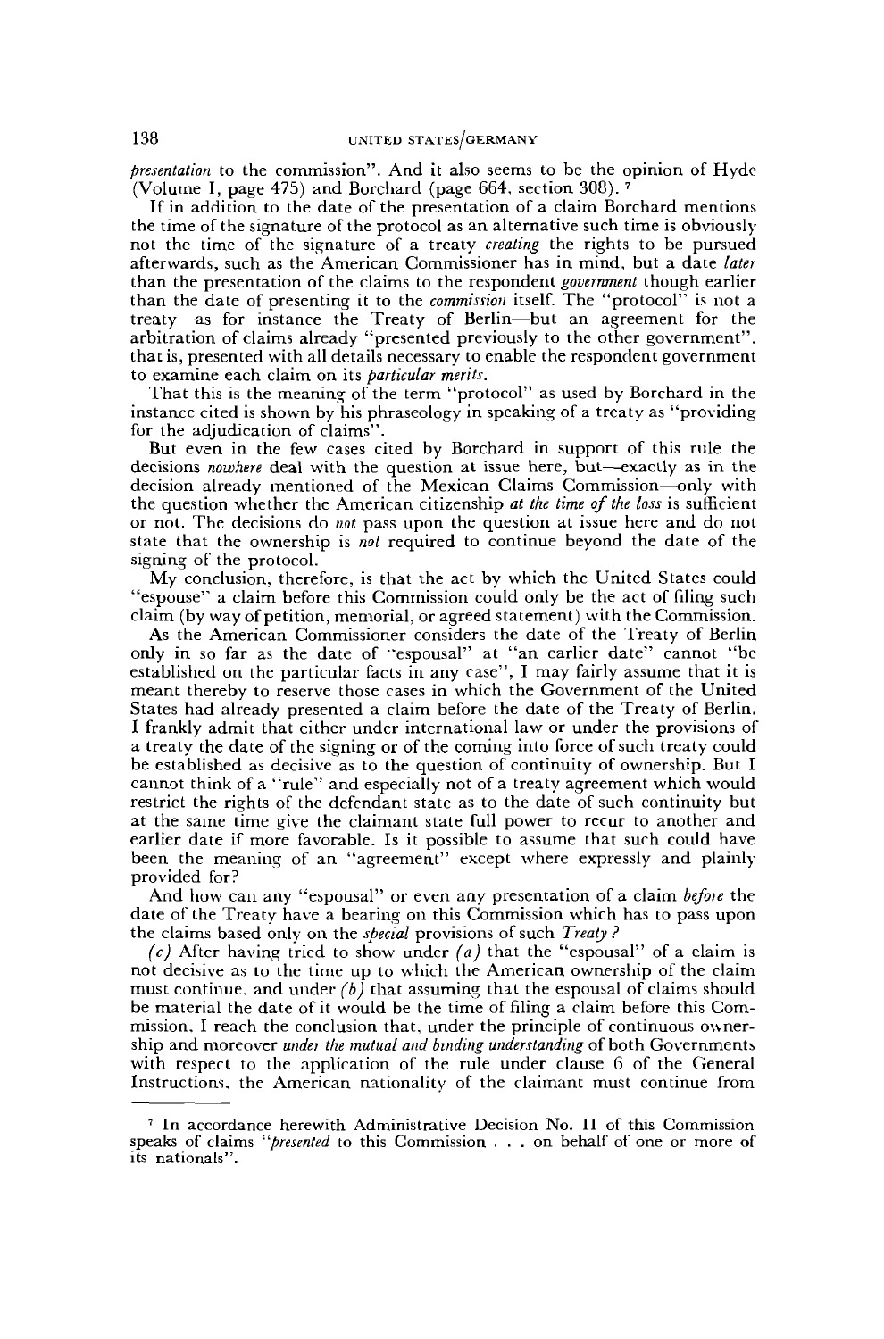*presentation* to the commission". And it also seems to be the opinion of Hyde (Volume I, page 475) and Borchard (page 664, section 308). [7]

If in addition to the date of the presentation of a claim Borchard mentions the time of the signature of the protocol as an alternative such time is obviously not the time of the signature of a treaty *creating* the rights to be pursued afterwards, such as the American Commissioner has in mind, but a date *later* than the presentation of the claims to the respondent *government* though earlier than the date of presenting it to the *commission* itself. The "protocol" is not a treaty—as for instance the Treaty of Berlin—but an agreement for the arbitration of claims already "presented previously to the other government", that is, presented with all details necessary to enable the respondent government to examine each claim on its *particular merits*.

That this is the meaning of the term "protocol" as used by Borchard in the instance cited is shown by his phraseology in speaking of a treaty as "providing for the adjudication of claims".

But even in the few cases cited by Borchard in support of this rule the decisions *nowhere* deal with the question at issue here, but—exactly as in the decision already mentioned of the Mexican Claims Commission—only with the question whether the American citizenship *at the time of the loss* is sufficient or not. The decisions do *not* pass upon the question at issue here and do not state that the ownership is *not* required to continue beyond the date of the signing of the protocol.

My conclusion, therefore, is that the act by which the United States could "espouse" a claim before this Commission could only be the act of filing such claim (by way of petition, memorial, or agreed statement) with the Commission.

As the American Commissioner considers the date of the Treaty of Berlin only in so far as the date of "espousal" at "an earlier date" cannot "be established on the particular facts in any case", I may fairly assume that it is meant thereby to reserve those cases in which the Government of the United States had already presented a claim before the date of the Treaty of Berlin. I frankly admit that either under international law or under the provisions of a treaty the date of the signing or of the coming into force of such treaty could be established as decisive as to the question of continuity of ownership. But I cannot think of a "rule" and especially not of a treaty agreement which would restrict the rights of the defendant state as to the date of such continuity but at the same time give the claimant state full power to recur to another and earlier date if more favorable. Is it possible to assume that such could have been the meaning of an "agreement" except where expressly and plainly provided for?

And how can any "espousal" or even any presentation of a claim *before* the date of the Treaty have a bearing on this Commission which has to pass upon the claims based only on the *special* provisions of such *Treaty?*

*(c)* After having tried to show under *(a)* that the "espousal" of a claim is not decisive as to the time up to which the American ownership of the claim must continue, and under *(b)* that assuming that the espousal of claims should be material the date of it would be the time of filing a claim before this Commission, I reach the conclusion that, under the principle of continuous ownership and moreover *under the mutual and binding understanding* of both Governments with respect to the application of the rule under clause 6 of the General Instructions, the American nationality of the claimant must continue from

---

[7] In accordance herewith Administrative Decision No. II of this Commission speaks of claims "*presented* to this Commission . . . on behalf of one or more of its nationals".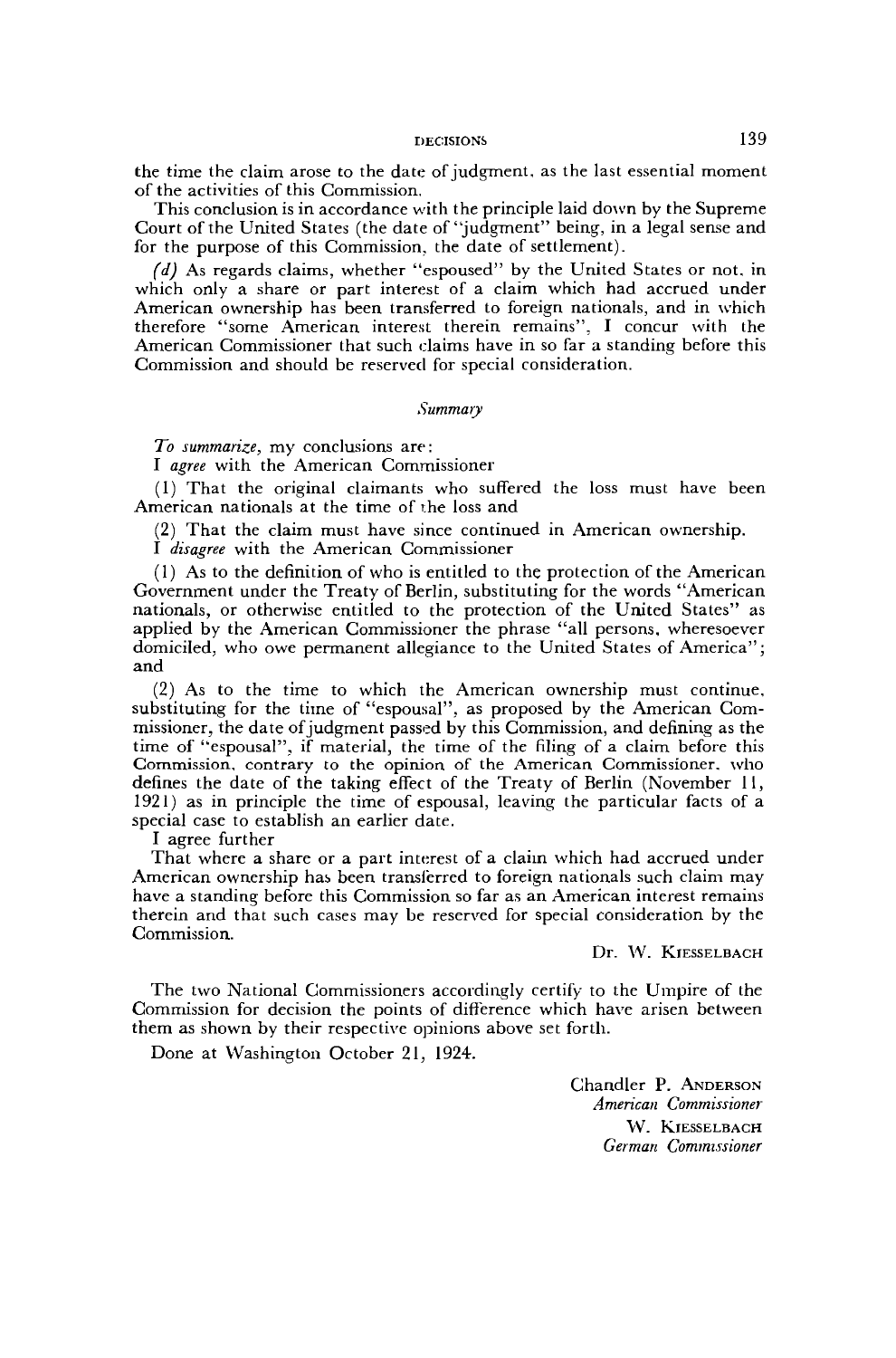the time the claim arose to the date of judgment, as the last essential moment of the activities of this Commission.

This conclusion is in accordance with the principle laid down by the Supreme Court of the United States (the date of "judgment" being, in a legal sense and for the purpose of this Commission, the date of settlement).

*(d)* As regards claims, whether "espoused" by the United States or not, in which only a share or part interest of a claim which had accrued under American ownership has been transferred to foreign nationals, and in which therefore "some American interest therein remains", I concur with the American Commissioner that such claims have in so far a standing before this Commission and should be reserved for special consideration.

### *Summary*

*To summarize,* my conclusions are:

I *agree* with the American Commissioner

(1) That the original claimants who suffered the loss must have been American nationals at the time of the loss and

(2) That the claim must have since continued in American ownership.

I *disagree* with the American Commissioner

(1) As to the definition of who is entitled to the protection of the American Government under the Treaty of Berlin, substituting for the words "American nationals, or otherwise entitled to the protection of the United States" as applied by the American Commissioner the phrase "all persons, wheresoever domiciled, who owe permanent allegiance to the United States of America"; and

(2) As to the time to which the American ownership must continue, substituting for the time of "espousal", as proposed by the American Commissioner, the date of judgment passed by this Commission, and defining as the time of "espousal", if material, the time of the filing of a claim before this Commission, contrary to the opinion of the American Commissioner, who defines the date of the taking effect of the Treaty of Berlin (November 11, 1921) as in principle the time of espousal, leaving the particular facts of a special case to establish an earlier date.

I agree further

That where a share or a part interest of a claim which had accrued under American ownership has been transferred to foreign nationals such claim may have a standing before this Commission so far as an American interest remains therein and that such cases may be reserved for special consideration by the Commission.

Dr. W. Kiesselbach

The two National Commissioners accordingly certify to the Umpire of the Commission for decision the points of difference which have arisen between them as shown by their respective opinions above set forth.

Done at Washington October 21, 1924.

Chandler P. Anderson
*American Commissioner*

W. Kiesselbach
*German Commissioner*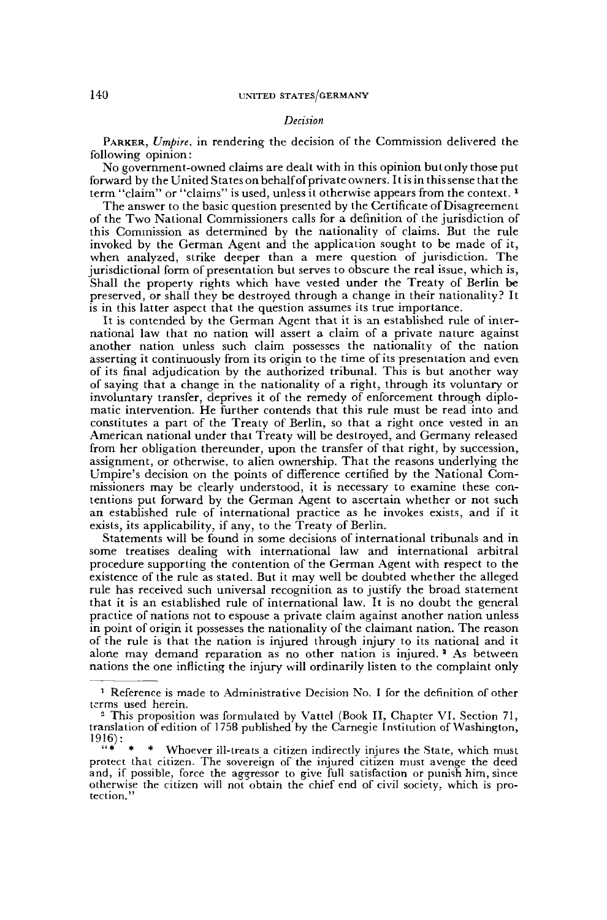*Decision*

Parker, *Umpire*, in rendering the decision of the Commission delivered the following opinion:

No government-owned claims are dealt with in this opinion but only those put forward by the United States on behalf of private owners. It is in this sense that the term "claim" or "claims" is used, unless it otherwise appears from the context. [1]

The answer to the basic question presented by the Certificate of Disagreement of the Two National Commissioners calls for a definition of the jurisdiction of this Commission as determined by the nationality of claims. But the rule invoked by the German Agent and the application sought to be made of it, when analyzed, strike deeper than a mere question of jurisdiction. The jurisdictional form of presentation but serves to obscure the real issue, which is, Shall the property rights which have vested under the Treaty of Berlin be preserved, or shall they be destroyed through a change in their nationality? It is in this latter aspect that the question assumes its true importance.

It is contended by the German Agent that it is an established rule of international law that no nation will assert a claim of a private nature against another nation unless such claim possesses the nationality of the nation asserting it continuously from its origin to the time of its presentation and even of its final adjudication by the authorized tribunal. This is but another way of saying that a change in the nationality of a right, through its voluntary or involuntary transfer, deprives it of the remedy of enforcement through diplomatic intervention. He further contends that this rule must be read into and constitutes a part of the Treaty of Berlin, so that a right once vested in an American national under that Treaty will be destroyed, and Germany released from her obligation thereunder, upon the transfer of that right, by succession, assignment, or otherwise, to alien ownership. That the reasons underlying the Umpire's decision on the points of difference certified by the National Commissioners may be clearly understood, it is necessary to examine these contentions put forward by the German Agent to ascertain whether or not such an established rule of international practice as he invokes exists, and if it exists, its applicability, if any, to the Treaty of Berlin.

Statements will be found in some decisions of international tribunals and in some treatises dealing with international law and international arbitral procedure supporting the contention of the German Agent with respect to the existence of the rule as stated. But it may well be doubted whether the alleged rule has received such universal recognition as to justify the broad statement that it is an established rule of international law. It is no doubt the general practice of nations not to espouse a private claim against another nation unless in point of origin it possesses the nationality of the claimant nation. The reason of the rule is that the nation is injured through injury to its national and it alone may demand reparation as no other nation is injured. [2] As between nations the one inflicting the injury will ordinarily listen to the complaint only

---

[1] Reference is made to Administrative Decision No. I for the definition of other terms used herein.

[2] This proposition was formulated by Vattel (Book II, Chapter VI, Section 71, translation of edition of 1758 published by the Carnegie Institution of Washington, 1916):

"* * * Whoever ill-treats a citizen indirectly injures the State, which must protect that citizen. The sovereign of the injured citizen must avenge the deed and, if possible, force the aggressor to give full satisfaction or punish him, since otherwise the citizen will not obtain the chief end of civil society, which is protection."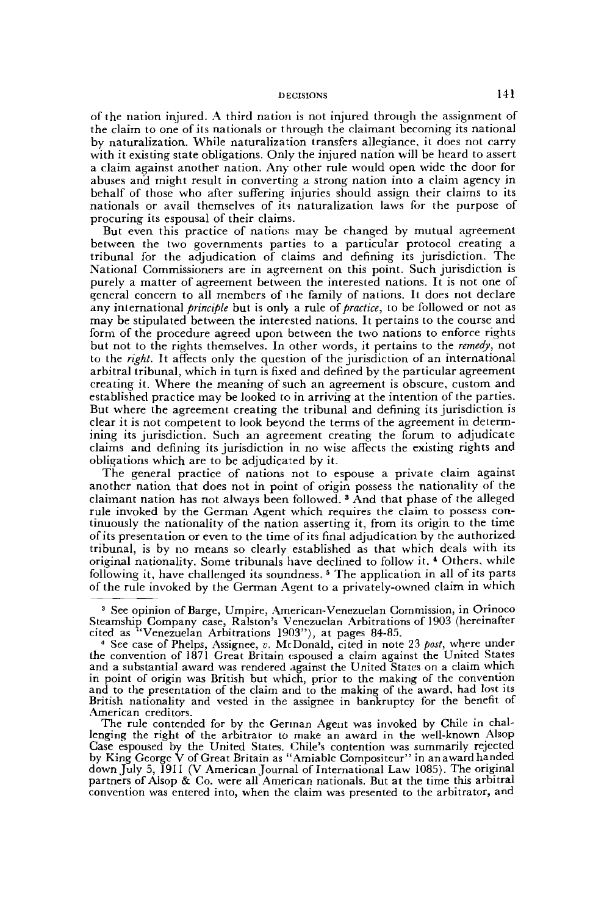of the nation injured. A third nation is not injured through the assignment of the claim to one of its nationals or through the claimant becoming its national by naturalization. While naturalization transfers allegiance, it does not carry with it existing state obligations. Only the injured nation will be heard to assert a claim against another nation. Any other rule would open wide the door for abuses and might result in converting a strong nation into a claim agency in behalf of those who after suffering injuries should assign their claims to its nationals or avail themselves of its naturalization laws for the purpose of procuring its espousal of their claims.

But even this practice of nations may be changed by mutual agreement between the two governments parties to a particular protocol creating a tribunal for the adjudication of claims and defining its jurisdiction. The National Commissioners are in agreement on this point. Such jurisdiction is purely a matter of agreement between the interested nations. It is not one of general concern to all members of the family of nations. It does not declare any international *principle* but is only a rule of *practice*, to be followed or not as may be stipulated between the interested nations. It pertains to the course and form of the procedure agreed upon between the two nations to enforce rights but not to the rights themselves. In other words, it pertains to the *remedy*, not to the *right*. It affects only the question of the jurisdiction of an international arbitral tribunal, which in turn is fixed and defined by the particular agreement creating it. Where the meaning of such an agreement is obscure, custom and established practice may be looked to in arriving at the intention of the parties. But where the agreement creating the tribunal and defining its jurisdiction is clear it is not competent to look beyond the terms of the agreement in determining its jurisdiction. Such an agreement creating the forum to adjudicate claims and defining its jurisdiction in no wise affects the existing rights and obligations which are to be adjudicated by it.

The general practice of nations not to espouse a private claim against another nation that does not in point of origin possess the nationality of the claimant nation has not always been followed.[3] And that phase of the alleged rule invoked by the German Agent which requires the claim to possess continuously the nationality of the nation asserting it, from its origin to the time of its presentation or even to the time of its final adjudication by the authorized tribunal, is by no means so clearly established as that which deals with its original nationality. Some tribunals have declined to follow it.[4] Others, while following it, have challenged its soundness.[5] The application in all of its parts of the rule invoked by the German Agent to a privately-owned claim in which

---

[3] See opinion of Barge, Umpire, American-Venezuelan Commission, in Orinoco Steamship Company case, Ralston's Venezuelan Arbitrations of 1903 (hereinafter cited as "Venezuelan Arbitrations 1903"), at pages 84-85.

[4] See case of Phelps, Assignee, *v.* McDonald, cited in note 23 *post*, where under the convention of 1871 Great Britain espoused a claim against the United States and a substantial award was rendered against the United States on a claim which in point of origin was British but which, prior to the making of the convention and to the presentation of the claim and to the making of the award, had lost its British nationality and vested in the assignee in bankruptcy for the benefit of American creditors.

The rule contended for by the German Agent was invoked by Chile in challenging the right of the arbitrator to make an award in the well-known Alsop Case espoused by the United States. Chile's contention was summarily rejected by King George V of Great Britain as "Amiable Compositeur" in an award handed down July 5, 1911 (V American Journal of International Law 1085). The original partners of Alsop & Co. were all American nationals. But at the time this arbitral convention was entered into, when the claim was presented to the arbitrator, and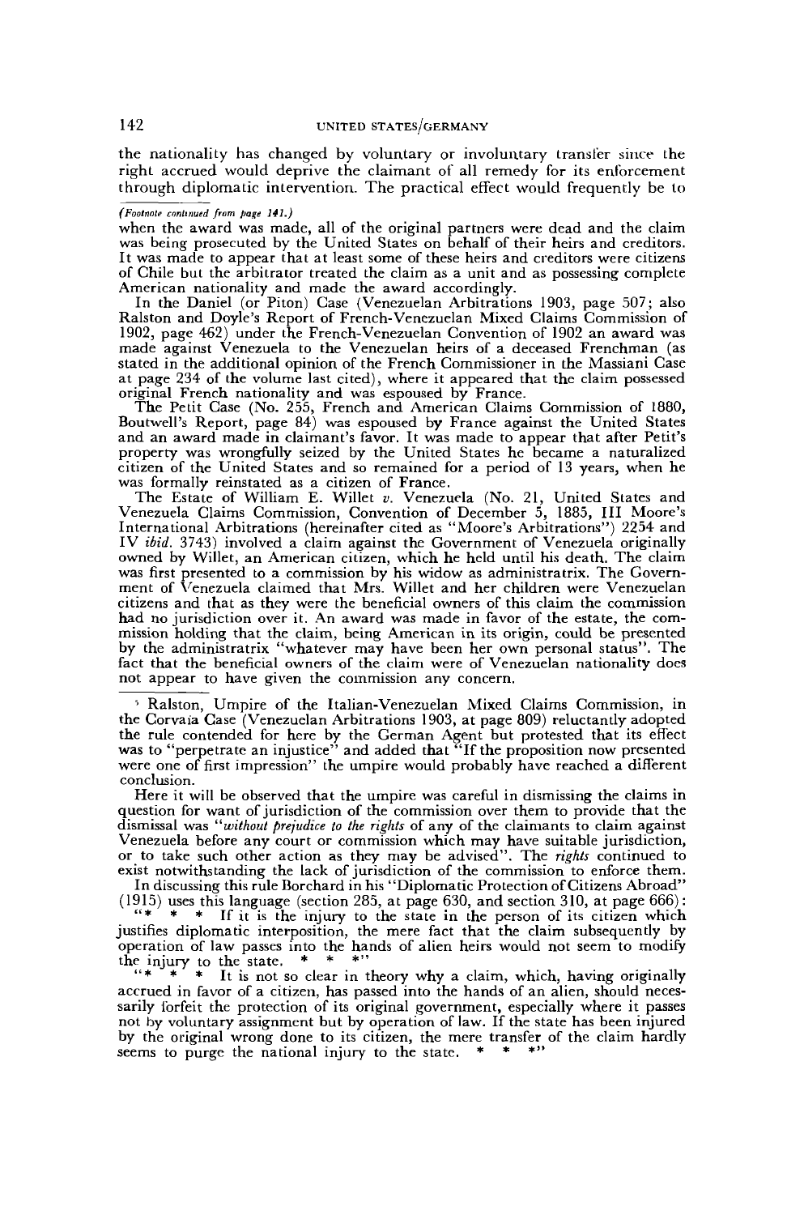the nationality has changed by voluntary or involuntary transfer since the right accrued would deprive the claimant of all remedy for its enforcement through diplomatic intervention. The practical effect would frequently be to

*(Footnote continued from page 141.)*

when the award was made, all of the original partners were dead and the claim was being prosecuted by the United States on behalf of their heirs and creditors. It was made to appear that at least some of these heirs and creditors were citizens of Chile but the arbitrator treated the claim as a unit and as possessing complete American nationality and made the award accordingly.

In the Daniel (or Piton) Case (Venezuelan Arbitrations 1903, page 507; also Ralston and Doyle's Report of French-Venezuelan Mixed Claims Commission of 1902, page 462) under the French-Venezuelan Convention of 1902 an award was made against Venezuela to the Venezuelan heirs of a deceased Frenchman (as stated in the additional opinion of the French Commissioner in the Massiani Case at page 234 of the volume last cited), where it appeared that the claim possessed original French nationality and was espoused by France.

The Petit Case (No. 255, French and American Claims Commission of 1880, Boutwell's Report, page 84) was espoused by France against the United States and an award made in claimant's favor. It was made to appear that after Petit's property was wrongfully seized by the United States he became a naturalized citizen of the United States and so remained for a period of 13 years, when he was formally reinstated as a citizen of France.

The Estate of William E. Willet *v.* Venezuela (No. 21, United States and Venezuela Claims Commission, Convention of December 5, 1885, III Moore's International Arbitrations (hereinafter cited as "Moore's Arbitrations") 2254 and IV *ibid.* 3743) involved a claim against the Government of Venezuela originally owned by Willet, an American citizen, which he held until his death. The claim was first presented to a commission by his widow as administratrix. The Government of Venezuela claimed that Mrs. Willet and her children were Venezuelan citizens and that as they were the beneficial owners of this claim the commission had no jurisdiction over it. An award was made in favor of the estate, the commission holding that the claim, being American in its origin, could be presented by the administratrix "whatever may have been her own personal status". The fact that the beneficial owners of the claim were of Venezuelan nationality does not appear to have given the commission any concern.

[5] Ralston, Umpire of the Italian-Venezuelan Mixed Claims Commission, in the Corvaia Case (Venezuelan Arbitrations 1903, at page 809) reluctantly adopted the rule contended for here by the German Agent but protested that its effect was to "perpetrate an injustice" and added that "If the proposition now presented were one of first impression" the umpire would probably have reached a different conclusion.

Here it will be observed that the umpire was careful in dismissing the claims in question for want of jurisdiction of the commission over them to provide that the dismissal was "*without prejudice to the rights* of any of the claimants to claim against Venezuela before any court or commission which may have suitable jurisdiction, or to take such other action as they may be advised". The *rights* continued to exist notwithstanding the lack of jurisdiction of the commission to enforce them.

In discussing this rule Borchard in his "Diplomatic Protection of Citizens Abroad" (1915) uses this language (section 285, at page 630, and section 310, at page 666):

"* * * If it is the injury to the state in the person of its citizen which justifies diplomatic interposition, the mere fact that the claim subsequently by operation of law passes into the hands of alien heirs would not seem to modify the injury to the state. * * *"

"* * * It is not so clear in theory why a claim, which, having originally accrued in favor of a citizen, has passed into the hands of an alien, should necessarily forfeit the protection of its original government, especially where it passes not by voluntary assignment but by operation of law. If the state has been injured by the original wrong done to its citizen, the mere transfer of the claim hardly seems to purge the national injury to the state. * * *"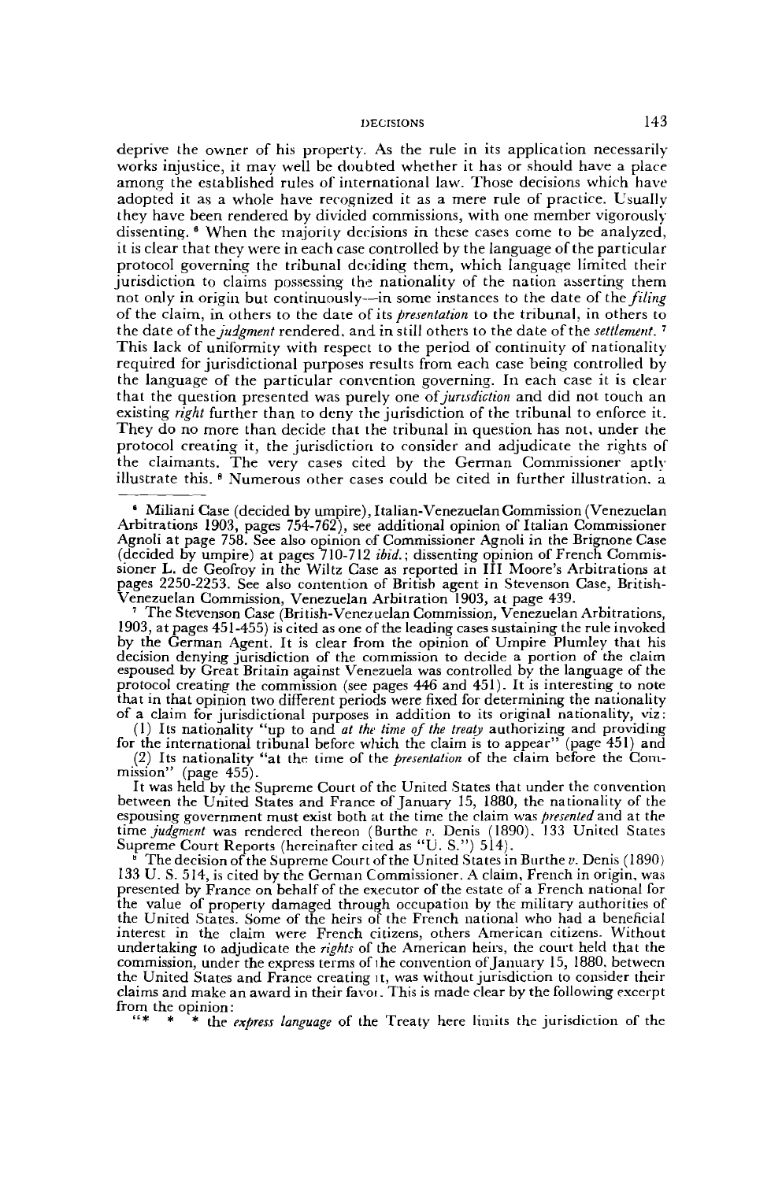deprive the owner of his property. As the rule in its application necessarily works injustice, it may well be doubted whether it has or should have a place among the established rules of international law. Those decisions which have adopted it as a whole have recognized it as a mere rule of practice. Usually they have been rendered by divided commissions, with one member vigorously dissenting.[6] When the majority decisions in these cases come to be analyzed, it is clear that they were in each case controlled by the language of the particular protocol governing the tribunal deciding them, which language limited their jurisdiction to claims possessing the nationality of the nation asserting them not only in origin but continuously—in some instances to the date of the *filing* of the claim, in others to the date of its *presentation* to the tribunal, in others to the date of the *judgment* rendered, and in still others to the date of the *settlement*.[7] This lack of uniformity with respect to the period of continuity of nationality required for jurisdictional purposes results from each case being controlled by the language of the particular convention governing. In each case it is clear that the question presented was purely one of *jurisdiction* and did not touch an existing *right* further than to deny the jurisdiction of the tribunal to enforce it. They do no more than decide that the tribunal in question has not, under the protocol creating it, the jurisdiction to consider and adjudicate the rights of the claimants. The very cases cited by the German Commissioner aptly illustrate this.[8] Numerous other cases could be cited in further illustration, a

---

[6] Miliani Case (decided by umpire), Italian-Venezuelan Commission (Venezuelan Arbitrations 1903, pages 754-762), see additional opinion of Italian Commissioner Agnoli at page 758. See also opinion of Commissioner Agnoli in the Brignone Case (decided by umpire) at pages 710-712 *ibid.*; dissenting opinion of French Commissioner L. de Geofroy in the Wiltz Case as reported in III Moore's Arbitrations at pages 2250-2253. See also contention of British agent in Stevenson Case, British-Venezuelan Commission, Venezuelan Arbitration 1903, at page 439.

[7] The Stevenson Case (British-Venezuelan Commission, Venezuelan Arbitrations, 1903, at pages 451-455) is cited as one of the leading cases sustaining the rule invoked by the German Agent. It is clear from the opinion of Umpire Plumley that his decision denying jurisdiction of the commission to decide a portion of the claim espoused by Great Britain against Venezuela was controlled by the language of the protocol creating the commission (see pages 446 and 451). It is interesting to note that in that opinion two different periods were fixed for determining the nationality of a claim for jurisdictional purposes in addition to its original nationality, viz:

(1) Its nationality "up to and *at the time of the treaty* authorizing and providing for the international tribunal before which the claim is to appear" (page 451) and

(2) Its nationality "at the time of the *presentation* of the claim before the Commission" (page 455).

It was held by the Supreme Court of the United States that under the convention between the United States and France of January 15, 1880, the nationality of the espousing government must exist both at the time the claim was *presented* and at the time *judgment* was rendered thereon (Burthe *v.* Denis (1890), 133 United States Supreme Court Reports (hereinafter cited as "U. S.") 514).

[8] The decision of the Supreme Court of the United States in Burthe *v.* Denis (1890) 133 U. S. 514, is cited by the German Commissioner. A claim, French in origin, was presented by France on behalf of the executor of the estate of a French national for the value of property damaged through occupation by the military authorities of the United States. Some of the heirs of the French national who had a beneficial interest in the claim were French citizens, others American citizens. Without undertaking to adjudicate the *rights* of the American heirs, the court held that the commission, under the express terms of the convention of January 15, 1880, between the United States and France creating it, was without jurisdiction to consider their claims and make an award in their favor. This is made clear by the following excerpt from the opinion:

"* * * the *express language* of the Treaty here limits the jurisdiction of the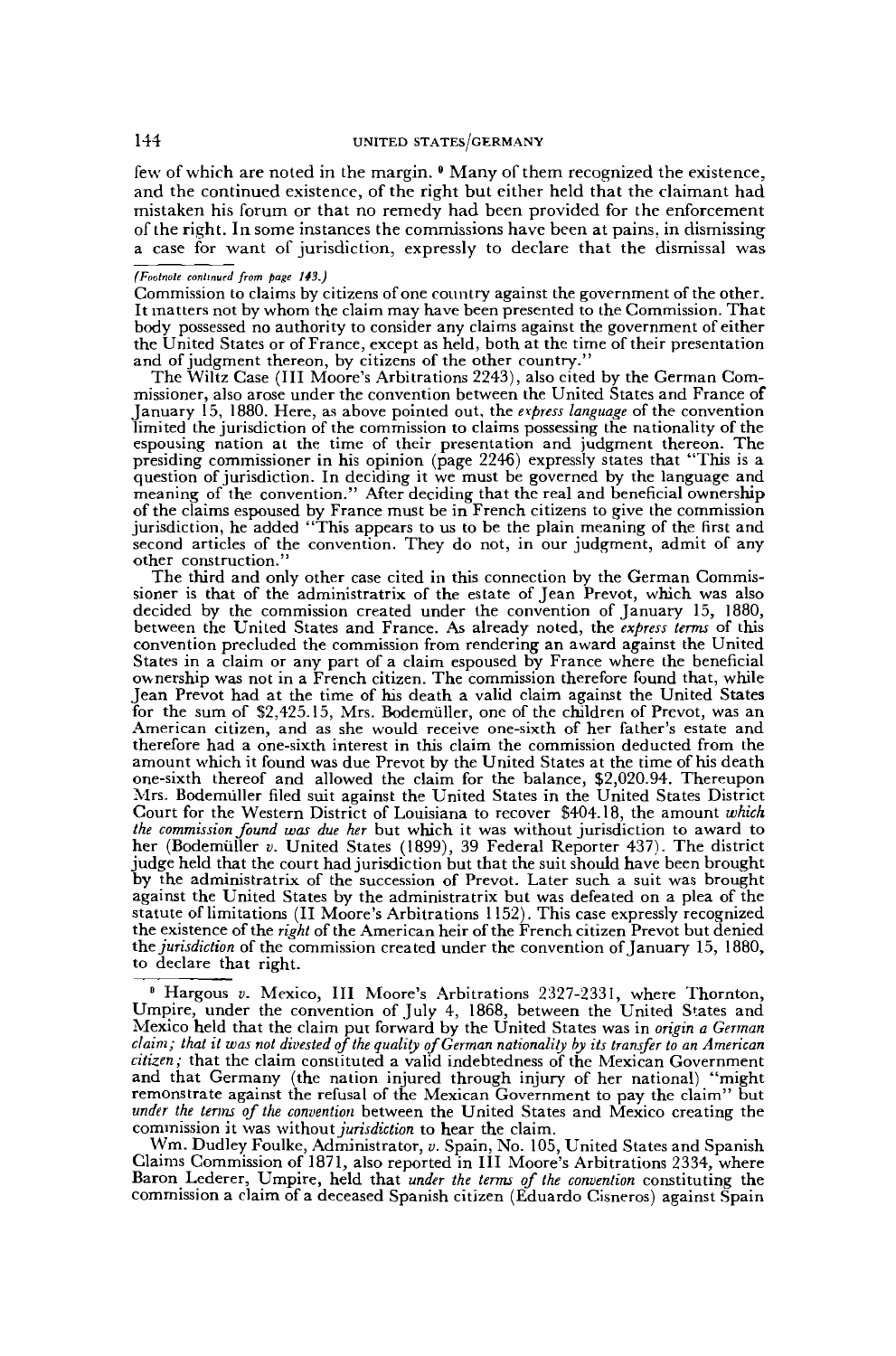few of which are noted in the margin.[9] Many of them recognized the existence, and the continued existence, of the right but either held that the claimant had mistaken his forum or that no remedy had been provided for the enforcement of the right. In some instances the commissions have been at pains, in dismissing a case for want of jurisdiction, expressly to declare that the dismissal was

*(Footnote continued from page 143.)*
Commission to claims by citizens of one country against the government of the other. It matters not by whom the claim may have been presented to the Commission. That body possessed no authority to consider any claims against the government of either the United States or of France, except as held, both at the time of their presentation and of judgment thereon, by citizens of the other country."

The Wiltz Case (III Moore's Arbitrations 2243), also cited by the German Commissioner, also arose under the convention between the United States and France of January 15, 1880. Here, as above pointed out, the *express language* of the convention limited the jurisdiction of the commission to claims possessing the nationality of the espousing nation at the time of their presentation and judgment thereon. The presiding commissioner in his opinion (page 2246) expressly states that "This is a question of jurisdiction. In deciding it we must be governed by the language and meaning of the convention." After deciding that the real and beneficial ownership of the claims espoused by France must be in French citizens to give the commission jurisdiction, he added "This appears to us to be the plain meaning of the first and second articles of the convention. They do not, in our judgment, admit of any other construction."

The third and only other case cited in this connection by the German Commissioner is that of the administratrix of the estate of Jean Prevot, which was also decided by the commission created under the convention of January 15, 1880, between the United States and France. As already noted, the *express terms* of this convention precluded the commission from rendering an award against the United States in a claim or any part of a claim espoused by France where the beneficial ownership was not in a French citizen. The commission therefore found that, while Jean Prevot had at the time of his death a valid claim against the United States for the sum of $2,425.15, Mrs. Bodemüller, one of the children of Prevot, was an American citizen, and as she would receive one-sixth of her father's estate and therefore had a one-sixth interest in this claim the commission deducted from the amount which it found was due Prevot by the United States at the time of his death one-sixth thereof and allowed the claim for the balance, $2,020.94. Thereupon Mrs. Bodemüller filed suit against the United States in the United States District Court for the Western District of Louisiana to recover $404.18, the amount *which the commission found was due her* but which it was without jurisdiction to award to her (Bodemüller *v.* United States (1899), 39 Federal Reporter 437). The district judge held that the court had jurisdiction but that the suit should have been brought by the administratrix of the succession of Prevot. Later such a suit was brought against the United States by the administratrix but was defeated on a plea of the statute of limitations (II Moore's Arbitrations 1152). This case expressly recognized the existence of the *right* of the American heir of the French citizen Prevot but denied the *jurisdiction* of the commission created under the convention of January 15, 1880, to declare that right.

[9] Hargous *v.* Mexico, III Moore's Arbitrations 2327-2331, where Thornton, Umpire, under the convention of July 4, 1868, between the United States and Mexico held that the claim put forward by the United States was in *origin a German claim; that it was not divested of the quality of German nationality by its transfer to an American citizen;* that the claim constituted a valid indebtedness of the Mexican Government and that Germany (the nation injured through injury of her national) "might remonstrate against the refusal of the Mexican Government to pay the claim" but *under the terms of the convention* between the United States and Mexico creating the commission it was without *jurisdiction* to hear the claim.

Wm. Dudley Foulke, Administrator, *v.* Spain, No. 105, United States and Spanish Claims Commission of 1871, also reported in III Moore's Arbitrations 2334, where Baron Lederer, Umpire, held that *under the terms of the convention* constituting the commission a claim of a deceased Spanish citizen (Eduardo Cisneros) against Spain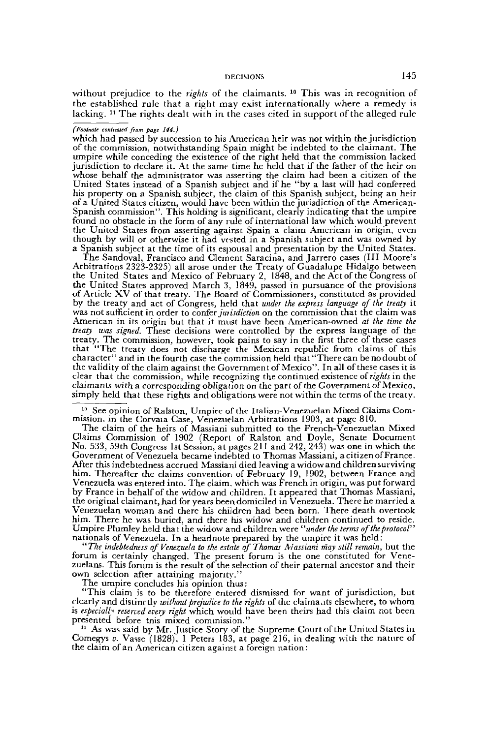without prejudice to the *rights* of the claimants. [10] This was in recognition of the established rule that a right may exist internationally where a remedy is lacking. [11] The rights dealt with in the cases cited in support of the alleged rule

*(Footnote continued from page 144.)*

which had passed by succession to his American heir was not within the jurisdiction of the commission, notwithstanding Spain might be indebted to the claimant. The umpire while conceding the existence of the right held that the commission lacked jurisdiction to declare it. At the same time he held that if the father of the heir on whose behalf the administrator was asserting the claim had been a citizen of the United States instead of a Spanish subject and if he "by a last will had conferred his property on a Spanish subject, the claim of this Spanish subject, being an heir of a United States citizen, would have been within the jurisdiction of the American-Spanish commission". This holding is significant, clearly indicating that the umpire found no obstacle in the form of any rule of international law which would prevent the United States from asserting against Spain a claim American in origin, even though by will or otherwise it had vested in a Spanish subject and was owned by a Spanish subject at the time of its espousal and presentation by the United States.

The Sandoval, Francisco and Clement Saracina, and Jarrero cases (III Moore's Arbitrations 2323-2325) all arose under the Treaty of Guadalupe Hidalgo between the United States and Mexico of February 2, 1848, and the Act of the Congress of the United States approved March 3, 1849, passed in pursuance of the provisions of Article XV of that treaty. The Board of Commissioners, constituted as provided by the treaty and act of Congress, held that *under the express language of the treaty* it was not sufficient in order to confer *jurisdiction* on the commission that the claim was American in its origin but that it must have been American-owned *at the time the treaty was signed.* These decisions were controlled by the express language of the treaty. The commission, however, took pains to say in the first three of these cases that "The treaty does not discharge the Mexican republic from claims of this character" and in the fourth case the commission held that "There can be no doubt of the validity of the claim against the Government of Mexico". In all of these cases it is clear that the commission, while recognizing the continued existence of *rights* in the claimants with a corresponding obligation on the part of the Government of Mexico, simply held that these rights and obligations were not within the terms of the treaty.

---

[10] See opinion of Ralston, Umpire of the Italian-Venezuelan Mixed Claims Commission, in the Corvaia Case, Venezuelan Arbitrations 1903, at page 810.

The claim of the heirs of Massiani submitted to the French-Venezuelan Mixed Claims Commission of 1902 (Report of Ralston and Doyle, Senate Document No. 533, 59th Congress 1st Session, at pages 211 and 242, 243) was one in which the Government of Venezuela became indebted to Thomas Massiani, a citizen of France. After this indebtedness accrued Massiani died leaving a widow and children surviving him. Thereafter the claims convention of February 19, 1902, between France and Venezuela was entered into. The claim, which was French in origin, was put forward by France in behalf of the widow and children. It appeared that Thomas Massiani, the original claimant, had for years been domiciled in Venezuela. There he married a Venezuelan woman and there his children had been born. There death overtook him. There he was buried, and there his widow and children continued to reside. Umpire Plumley held that the widow and children were *"under the terms of the protocol"* nationals of Venezuela. In a headnote prepared by the umpire it was held:

*"The indebtedness of Venezuela to the estate of Thomas Massiani may still remain,* but the forum is certainly changed. The present forum is the one constituted for Venezuelans. This forum is the result of the selection of their paternal ancestor and their own selection after attaining majority."

The umpire concludes his opinion thus:

"This claim is to be therefore entered dismissed for want of jurisdiction, but clearly and distinctly *without prejudice to the rights* of the claimants elsewhere, to whom is *especially reserved every right* which would have been theirs had this claim not been presented before this mixed commission."

[11] As was said by Mr. Justice Story of the Supreme Court of the United States in Comegys *v.* Vasse (1828), 1 Peters 183, at page 216, in dealing with the nature of the claim of an American citizen against a foreign nation: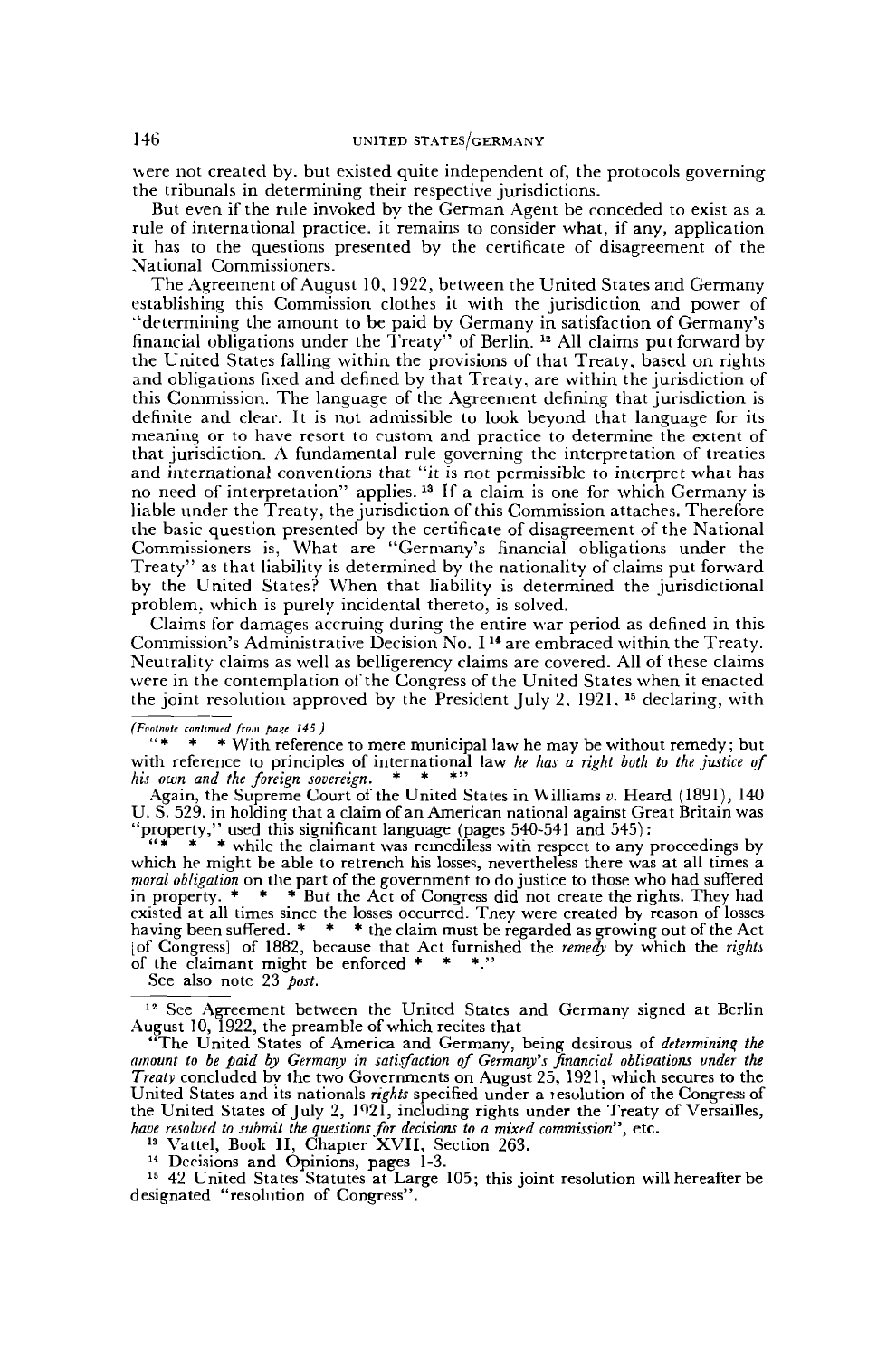were not created by, but existed quite independent of, the protocols governing the tribunals in determining their respective jurisdictions.

But even if the rule invoked by the German Agent be conceded to exist as a rule of international practice, it remains to consider what, if any, application it has to the questions presented by the certificate of disagreement of the National Commissioners.

The Agreement of August 10, 1922, between the United States and Germany establishing this Commission clothes it with the jurisdiction and power of "determining the amount to be paid by Germany in satisfaction of Germany's financial obligations under the Treaty" of Berlin.[12] All claims put forward by the United States falling within the provisions of that Treaty, based on rights and obligations fixed and defined by that Treaty, are within the jurisdiction of this Commission. The language of the Agreement defining that jurisdiction is definite and clear. It is not admissible to look beyond that language for its meaning or to have resort to custom and practice to determine the extent of that jurisdiction. A fundamental rule governing the interpretation of treaties and international conventions that "it is not permissible to interpret what has no need of interpretation" applies.[13] If a claim is one for which Germany is liable under the Treaty, the jurisdiction of this Commission attaches. Therefore the basic question presented by the certificate of disagreement of the National Commissioners is, What are "Germany's financial obligations under the Treaty" as that liability is determined by the nationality of claims put forward by the United States? When that liability is determined the jurisdictional problem, which is purely incidental thereto, is solved.

Claims for damages accruing during the entire war period as defined in this Commission's Administrative Decision No. I[14] are embraced within the Treaty. Neutrality claims as well as belligerency claims are covered. All of these claims were in the contemplation of the Congress of the United States when it enacted the joint resolution approved by the President July 2, 1921,[15] declaring, with

---

*(Footnote continued from page 145)*

"* * * With reference to mere municipal law he may be without remedy; but with reference to principles of international law *he has a right both to the justice of his own and the foreign sovereign.* * * *"

Again, the Supreme Court of the United States in Williams *v.* Heard (1891), 140 U. S. 529, in holding that a claim of an American national against Great Britain was "property," used this significant language (pages 540-541 and 545):

"* * * while the claimant was remediless with respect to any proceedings by which he might be able to retrench his losses, nevertheless there was at all times a *moral obligation* on the part of the government to do justice to those who had suffered in property. * * * But the Act of Congress did not create the rights. They had existed at all times since the losses occurred. They were created by reason of losses having been suffered. * * * the claim must be regarded as growing out of the Act [of Congress] of 1882, because that Act furnished the *remedy* by which the *rights* of the claimant might be enforced * * *."

See also note 23 *post.*

[12] See Agreement between the United States and Germany signed at Berlin August 10, 1922, the preamble of which recites that

"The United States of America and Germany, being desirous of *determining the amount to be paid by Germany in satisfaction of Germany's financial obligations under the Treaty* concluded by the two Governments on August 25, 1921, which secures to the United States and its nationals *rights* specified under a resolution of the Congress of the United States of July 2, 1921, including rights under the Treaty of Versailles, *have resolved to submit the questions for decisions to a mixed commission*", etc.

[13] Vattel, Book II, Chapter XVII, Section 263.

[14] Decisions and Opinions, pages 1-3.

[15] 42 United States Statutes at Large 105; this joint resolution will hereafter be designated "resolution of Congress".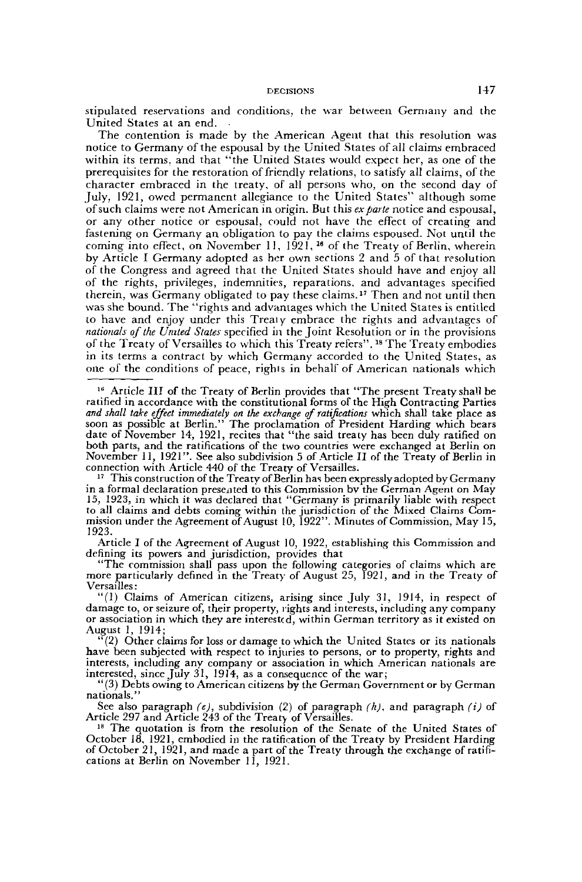stipulated reservations and conditions, the war between Germany and the United States at an end.

The contention is made by the American Agent that this resolution was notice to Germany of the espousal by the United States of all claims embraced within its terms, and that "the United States would expect her, as one of the prerequisites for the restoration of friendly relations, to satisfy all claims, of the character embraced in the treaty, of all persons who, on the second day of July, 1921, owed permanent allegiance to the United States" although some of such claims were not American in origin. But this *ex parte* notice and espousal, or any other notice or espousal, could not have the effect of creating and fastening on Germany an obligation to pay the claims espoused. Not until the coming into effect, on November 11, 1921,[16] of the Treaty of Berlin, wherein by Article I Germany adopted as her own sections 2 and 5 of that resolution of the Congress and agreed that the United States should have and enjoy all of the rights, privileges, indemnities, reparations, and advantages specified therein, was Germany obligated to pay these claims.[17] Then and not until then was she bound. The "rights and advantages which the United States is entitled to have and enjoy under this Treaty embrace the rights and advantages of *nationals of the United States* specified in the Joint Resolution or in the provisions of the Treaty of Versailles to which this Treaty refers".[18] The Treaty embodies in its terms a contract by which Germany accorded to the United States, as one of the conditions of peace, rights in behalf of American nationals which

---

[16] Article III of the Treaty of Berlin provides that "The present Treaty shall be ratified in accordance with the constitutional forms of the High Contracting Parties *and shall take effect immediately on the exchange of ratifications* which shall take place as soon as possible at Berlin." The proclamation of President Harding which bears date of November 14, 1921, recites that "the said treaty has been duly ratified on both parts, and the ratifications of the two countries were exchanged at Berlin on November 11, 1921". See also subdivision 5 of Article II of the Treaty of Berlin in connection with Article 440 of the Treaty of Versailles.

[17] This construction of the Treaty of Berlin has been expressly adopted by Germany in a formal declaration presented to this Commission by the German Agent on May 15, 1923, in which it was declared that "Germany is primarily liable with respect to all claims and debts coming within the jurisdiction of the Mixed Claims Commission under the Agreement of August 10, 1922". Minutes of Commission, May 15, 1923.

Article I of the Agreement of August 10, 1922, establishing this Commission and defining its powers and jurisdiction, provides that

"The commission shall pass upon the following categories of claims which are more particularly defined in the Treaty of August 25, 1921, and in the Treaty of Versailles:

"(1) Claims of American citizens, arising since July 31, 1914, in respect of damage to, or seizure of, their property, rights and interests, including any company or association in which they are interested, within German territory as it existed on August 1, 1914;

"(2) Other claims for loss or damage to which the United States or its nationals have been subjected with respect to injuries to persons, or to property, rights and interests, including any company or association in which American nationals are interested, since July 31, 1914, as a consequence of the war;

"(3) Debts owing to American citizens by the German Government or by German nationals."

See also paragraph *(e)*, subdivision (2) of paragraph *(h)*, and paragraph *(i)* of Article 297 and Article 243 of the Treaty of Versailles.

[18] The quotation is from the resolution of the Senate of the United States of October 18, 1921, embodied in the ratification of the Treaty by President Harding of October 21, 1921, and made a part of the Treaty through the exchange of ratifications at Berlin on November 11, 1921.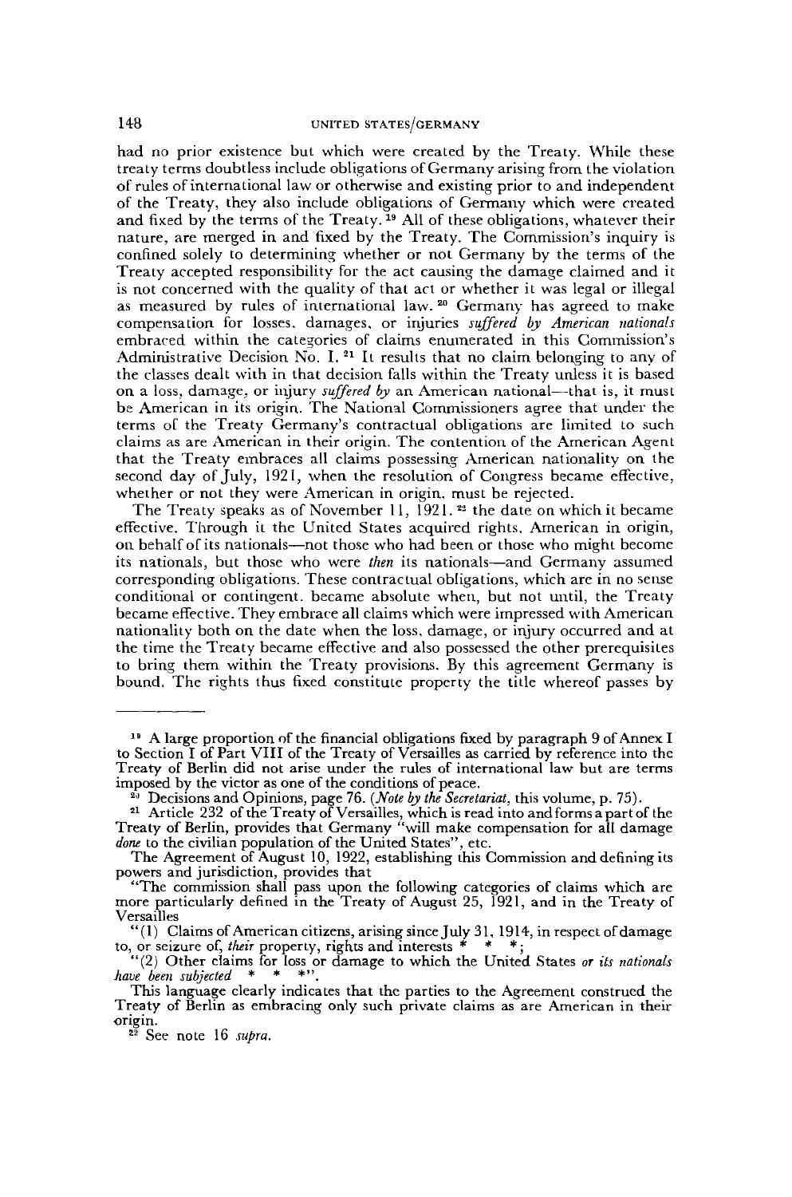had no prior existence but which were created by the Treaty. While these treaty terms doubtless include obligations of Germany arising from the violation of rules of international law or otherwise and existing prior to and independent of the Treaty, they also include obligations of Germany which were created and fixed by the terms of the Treaty.[19] All of these obligations, whatever their nature, are merged in and fixed by the Treaty. The Commission's inquiry is confined solely to determining whether or not Germany by the terms of the Treaty accepted responsibility for the act causing the damage claimed and it is not concerned with the quality of that act or whether it was legal or illegal as measured by rules of international law.[20] Germany has agreed to make compensation for losses, damages, or injuries *suffered by American nationals* embraced within the categories of claims enumerated in this Commission's Administrative Decision No. I.[21] It results that no claim belonging to any of the classes dealt with in that decision falls within the Treaty unless it is based on a loss, damage, or injury *suffered by* an American national—that is, it must be American in its origin. The National Commissioners agree that under the terms of the Treaty Germany's contractual obligations are limited to such claims as are American in their origin. The contention of the American Agent that the Treaty embraces all claims possessing American nationality on the second day of July, 1921, when the resolution of Congress became effective, whether or not they were American in origin, must be rejected.

The Treaty speaks as of November 11, 1921,[22] the date on which it became effective. Through it the United States acquired rights, American in origin, on behalf of its nationals—not those who had been or those who might become its nationals, but those who were *then* its nationals—and Germany assumed corresponding obligations. These contractual obligations, which are in no sense conditional or contingent, became absolute when, but not until, the Treaty became effective. They embrace all claims which were impressed with American nationality both on the date when the loss, damage, or injury occurred and at the time the Treaty became effective and also possessed the other prerequisites to bring them within the Treaty provisions. By this agreement Germany is bound. The rights thus fixed constitute property the title whereof passes by

---

[19] A large proportion of the financial obligations fixed by paragraph 9 of Annex I to Section I of Part VIII of the Treaty of Versailles as carried by reference into the Treaty of Berlin did not arise under the rules of international law but are terms imposed by the victor as one of the conditions of peace.

[20] Decisions and Opinions, page 76. (*Note by the Secretariat*, this volume, p. 75).

[21] Article 232 of the Treaty of Versailles, which is read into and forms a part of the Treaty of Berlin, provides that Germany "will make compensation for all damage *done* to the civilian population of the United States", etc.

The Agreement of August 10, 1922, establishing this Commission and defining its powers and jurisdiction, provides that

"The commission shall pass upon the following categories of claims which are more particularly defined in the Treaty of August 25, 1921, and in the Treaty of Versailles

"(1) Claims of American citizens, arising since July 31, 1914, in respect of damage to, or seizure of, *their* property, rights and interests * * *;

"(2) Other claims for loss or damage to which the United States *or its nationals have been subjected* * * *".

This language clearly indicates that the parties to the Agreement construed the Treaty of Berlin as embracing only such private claims as are American in their origin.

[22] See note 16 *supra*.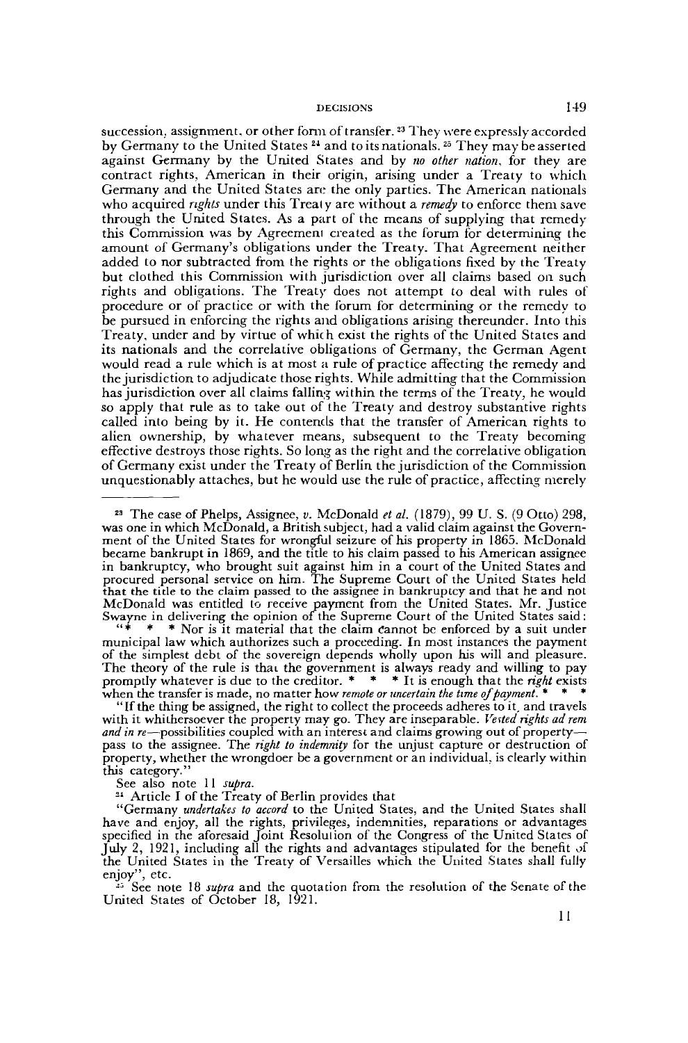succession, assignment, or other form of transfer.[23] They were expressly accorded by Germany to the United States[24] and to its nationals.[25] They may be asserted against Germany by the United States and by *no other nation*, for they are contract rights, American in their origin, arising under a Treaty to which Germany and the United States are the only parties. The American nationals who acquired *rights* under this Treaty are without a *remedy* to enforce them save through the United States. As a part of the means of supplying that remedy this Commission was by Agreement created as the forum for determining the amount of Germany's obligations under the Treaty. That Agreement neither added to nor subtracted from the rights or the obligations fixed by the Treaty but clothed this Commission with jurisdiction over all claims based on such rights and obligations. The Treaty does not attempt to deal with rules of procedure or of practice or with the forum for determining or the remedy to be pursued in enforcing the rights and obligations arising thereunder. Into this Treaty, under and by virtue of which exist the rights of the United States and its nationals and the correlative obligations of Germany, the German Agent would read a rule which is at most a rule of practice affecting the remedy and the jurisdiction to adjudicate those rights. While admitting that the Commission has jurisdiction over all claims falling within the terms of the Treaty, he would so apply that rule as to take out of the Treaty and destroy substantive rights called into being by it. He contends that the transfer of American rights to alien ownership, by whatever means, subsequent to the Treaty becoming effective destroys those rights. So long as the right and the correlative obligation of Germany exist under the Treaty of Berlin the jurisdiction of the Commission unquestionably attaches, but he would use the rule of practice, affecting merely

---

[23] The case of Phelps, Assignee, *v.* McDonald *et al.* (1879), 99 U. S. (9 Otto) 298, was one in which McDonald, a British subject, had a valid claim against the Government of the United States for wrongful seizure of his property in 1865. McDonald became bankrupt in 1869, and the title to his claim passed to his American assignee in bankruptcy, who brought suit against him in a court of the United States and procured personal service on him. The Supreme Court of the United States held that the title to the claim passed to the assignee in bankruptcy and that he and not McDonald was entitled to receive payment from the United States. Mr. Justice Swayne in delivering the opinion of the Supreme Court of the United States said:

"* * * Nor is it material that the claim cannot be enforced by a suit under municipal law which authorizes such a proceeding. In most instances the payment of the simplest debt of the sovereign depends wholly upon his will and pleasure. The theory of the rule is that the government is always ready and willing to pay promptly whatever is due to the creditor. * * * It is enough that the *right* exists when the transfer is made, no matter how *remote or uncertain the time of payment.* * * *

"If the thing be assigned, the right to collect the proceeds adheres to it, and travels with it whithersoever the property may go. They are inseparable. *Vested rights ad rem and in re*—possibilities coupled with an interest and claims growing out of property—pass to the assignee. The *right to indemnity* for the unjust capture or destruction of property, whether the wrongdoer be a government or an individual, is clearly within this category."

See also note 11 *supra*.

[24] Article I of the Treaty of Berlin provides that

"Germany *undertakes to accord* to the United States, and the United States shall have and enjoy, all the rights, privileges, indemnities, reparations or advantages specified in the aforesaid Joint Resolution of the Congress of the United States of July 2, 1921, including all the rights and advantages stipulated for the benefit of the United States in the Treaty of Versailles which the United States shall fully enjoy", etc.

[25] See note 18 *supra* and the quotation from the resolution of the Senate of the United States of October 18, 1921.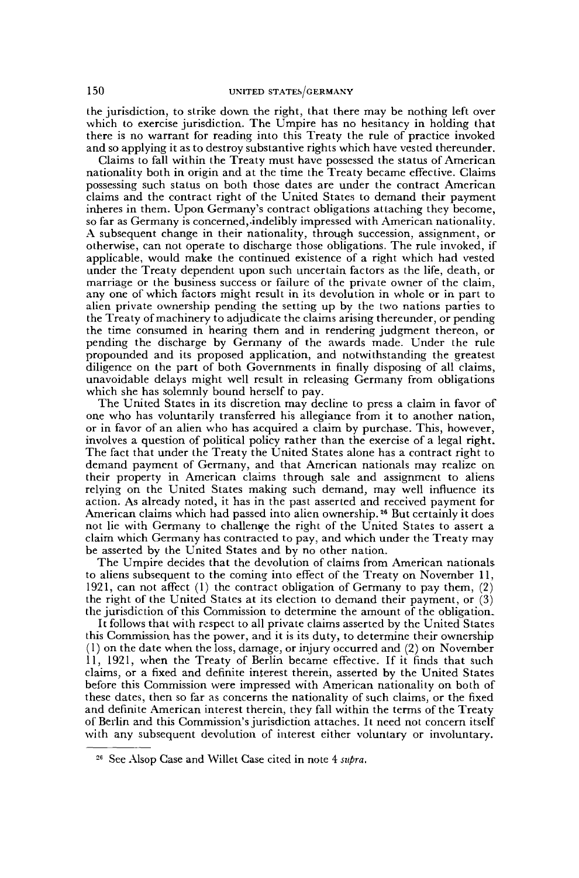the jurisdiction, to strike down the right, that there may be nothing left over which to exercise jurisdiction. The Umpire has no hesitancy in holding that there is no warrant for reading into this Treaty the rule of practice invoked and so applying it as to destroy substantive rights which have vested thereunder.

Claims to fall within the Treaty must have possessed the status of American nationality both in origin and at the time the Treaty became effective. Claims possessing such status on both those dates are under the contract American claims and the contract right of the United States to demand their payment inheres in them. Upon Germany's contract obligations attaching they become, so far as Germany is concerned, indelibly impressed with American nationality. A subsequent change in their nationality, through succession, assignment, or otherwise, can not operate to discharge those obligations. The rule invoked, if applicable, would make the continued existence of a right which had vested under the Treaty dependent upon such uncertain factors as the life, death, or marriage or the business success or failure of the private owner of the claim, any one of which factors might result in its devolution in whole or in part to alien private ownership pending the setting up by the two nations parties to the Treaty of machinery to adjudicate the claims arising thereunder, or pending the time consumed in hearing them and in rendering judgment thereon, or pending the discharge by Germany of the awards made. Under the rule propounded and its proposed application, and notwithstanding the greatest diligence on the part of both Governments in finally disposing of all claims, unavoidable delays might well result in releasing Germany from obligations which she has solemnly bound herself to pay.

The United States in its discretion may decline to press a claim in favor of one who has voluntarily transferred his allegiance from it to another nation, or in favor of an alien who has acquired a claim by purchase. This, however, involves a question of political policy rather than the exercise of a legal right. The fact that under the Treaty the United States alone has a contract right to demand payment of Germany, and that American nationals may realize on their property in American claims through sale and assignment to aliens relying on the United States making such demand, may well influence its action. As already noted, it has in the past asserted and received payment for American claims which had passed into alien ownership.[26] But certainly it does not lie with Germany to challenge the right of the United States to assert a claim which Germany has contracted to pay, and which under the Treaty may be asserted by the United States and by no other nation.

The Umpire decides that the devolution of claims from American nationals to aliens subsequent to the coming into effect of the Treaty on November 11, 1921, can not affect (1) the contract obligation of Germany to pay them, (2) the right of the United States at its election to demand their payment, or (3) the jurisdiction of this Commission to determine the amount of the obligation.

It follows that with respect to all private claims asserted by the United States this Commission has the power, and it is its duty, to determine their ownership (1) on the date when the loss, damage, or injury occurred and (2) on November 11, 1921, when the Treaty of Berlin became effective. If it finds that such claims, or a fixed and definite interest therein, asserted by the United States before this Commission were impressed with American nationality on both of these dates, then so far as concerns the nationality of such claims, or the fixed and definite American interest therein, they fall within the terms of the Treaty of Berlin and this Commission's jurisdiction attaches. It need not concern itself with any subsequent devolution of interest either voluntary or involuntary.

[26] See Alsop Case and Willet Case cited in note 4 *supra*.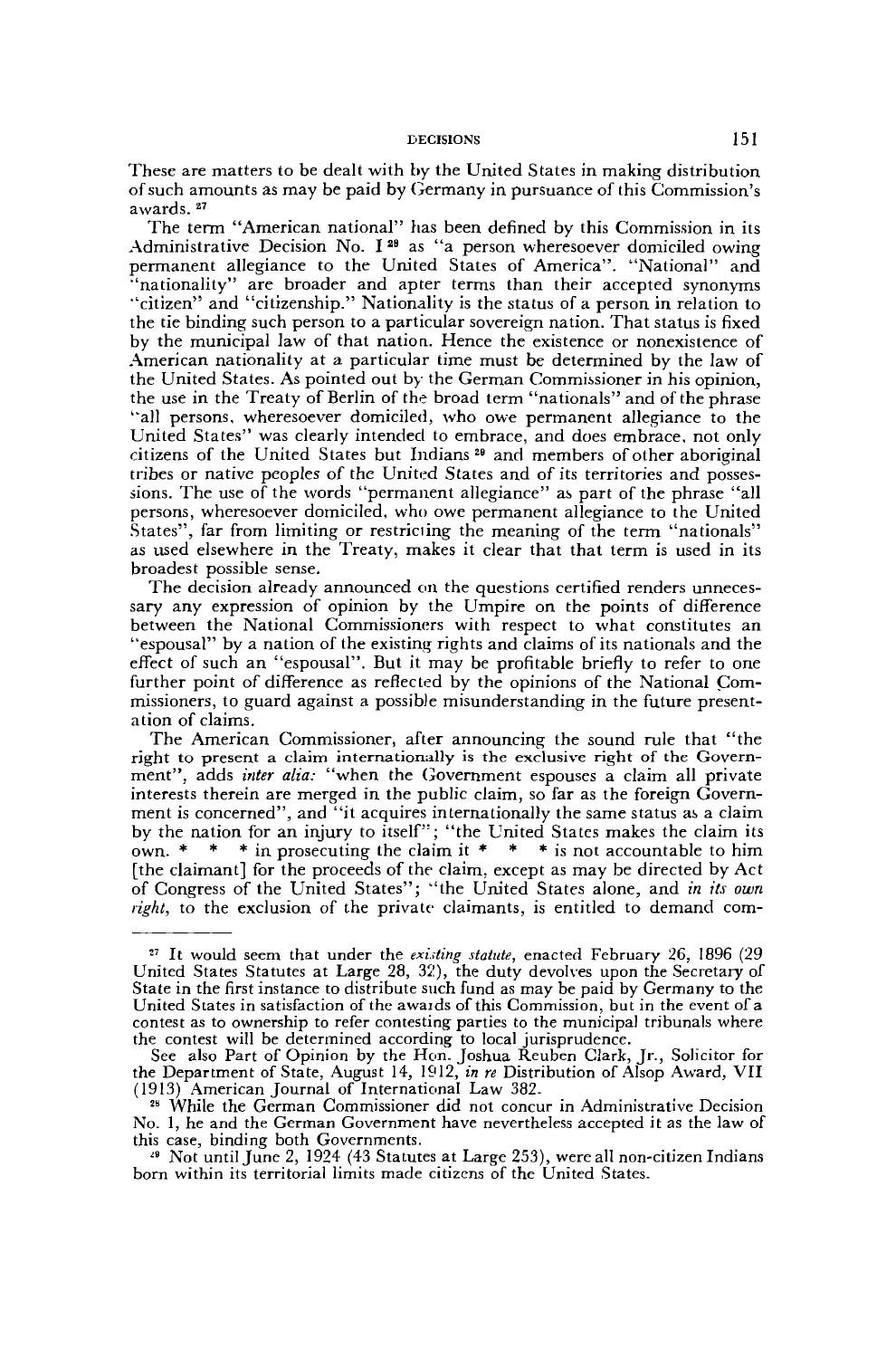These are matters to be dealt with by the United States in making distribution of such amounts as may be paid by Germany in pursuance of this Commission's awards. [27]

The term "American national" has been defined by this Commission in its Administrative Decision No. I [28] as "a person wheresoever domiciled owing permanent allegiance to the United States of America". "National" and "nationality" are broader and apter terms than their accepted synonyms "citizen" and "citizenship." Nationality is the status of a person in relation to the tie binding such person to a particular sovereign nation. That status is fixed by the municipal law of that nation. Hence the existence or nonexistence of American nationality at a particular time must be determined by the law of the United States. As pointed out by the German Commissioner in his opinion, the use in the Treaty of Berlin of the broad term "nationals" and of the phrase "all persons, wheresoever domiciled, who owe permanent allegiance to the United States" was clearly intended to embrace, and does embrace, not only citizens of the United States but Indians [29] and members of other aboriginal tribes or native peoples of the United States and of its territories and possessions. The use of the words "permanent allegiance" as part of the phrase "all persons, wheresoever domiciled, who owe permanent allegiance to the United States", far from limiting or restricting the meaning of the term "nationals" as used elsewhere in the Treaty, makes it clear that that term is used in its broadest possible sense.

The decision already announced on the questions certified renders unnecessary any expression of opinion by the Umpire on the points of difference between the National Commissioners with respect to what constitutes an "espousal" by a nation of the existing rights and claims of its nationals and the effect of such an "espousal". But it may be profitable briefly to refer to one further point of difference as reflected by the opinions of the National Commissioners, to guard against a possible misunderstanding in the future presentation of claims.

The American Commissioner, after announcing the sound rule that "the right to present a claim internationally is the exclusive right of the Government", adds *inter alia:* "when the Government espouses a claim all private interests therein are merged in the public claim, so far as the foreign Government is concerned", and "it acquires internationally the same status as a claim by the nation for an injury to itself"; "the United States makes the claim its own. * * * in prosecuting the claim it * * * is not accountable to him [the claimant] for the proceeds of the claim, except as may be directed by Act of Congress of the United States"; "the United States alone, and *in its own right*, to the exclusion of the private claimants, is entitled to demand com-

---

[27] It would seem that under the *existing statute*, enacted February 26, 1896 (29 United States Statutes at Large 28, 32), the duty devolves upon the Secretary of State in the first instance to distribute such fund as may be paid by Germany to the United States in satisfaction of the awards of this Commission, but in the event of a contest as to ownership to refer contesting parties to the municipal tribunals where the contest will be determined according to local jurisprudence.

See also Part of Opinion by the Hon. Joshua Reuben Clark, Jr., Solicitor for the Department of State, August 14, 1912, *in re* Distribution of Alsop Award, VII (1913) American Journal of International Law 382.

[28] While the German Commissioner did not concur in Administrative Decision No. 1, he and the German Government have nevertheless accepted it as the law of this case, binding both Governments.

[29] Not until June 2, 1924 (43 Statutes at Large 253), were all non-citizen Indians born within its territorial limits made citizens of the United States.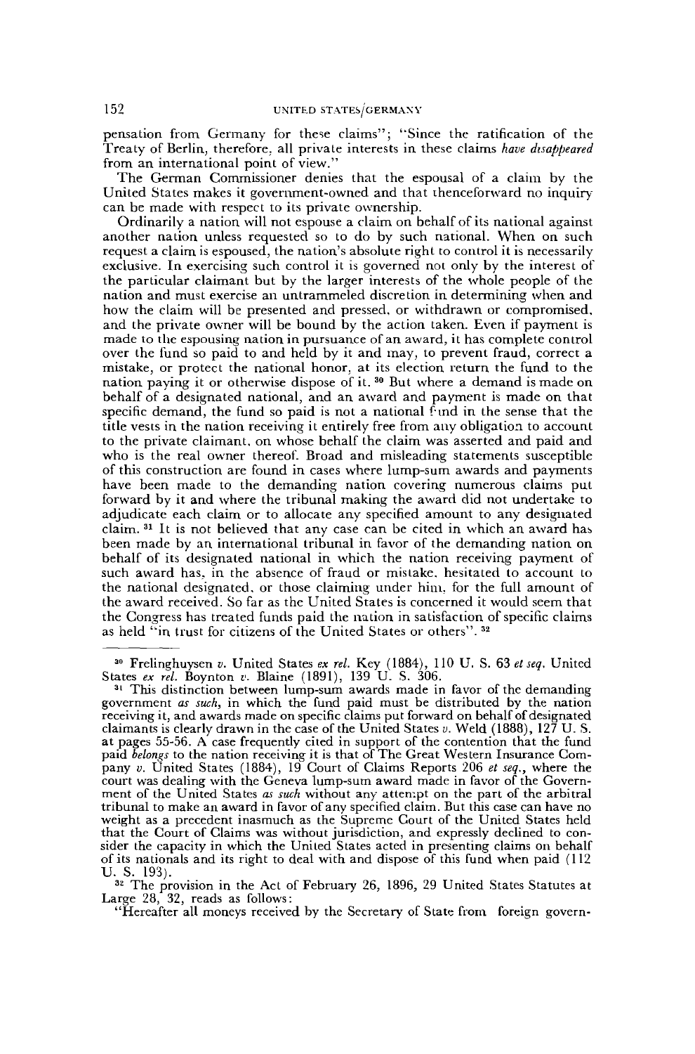pensation from Germany for these claims"; "Since the ratification of the Treaty of Berlin, therefore, all private interests in these claims *have disappeared* from an international point of view."

The German Commissioner denies that the espousal of a claim by the United States makes it government-owned and that thenceforward no inquiry can be made with respect to its private ownership.

Ordinarily a nation will not espouse a claim on behalf of its national against another nation unless requested so to do by such national. When on such request a claim is espoused, the nation's absolute right to control it is necessarily exclusive. In exercising such control it is governed not only by the interest of the particular claimant but by the larger interests of the whole people of the nation and must exercise an untrammeled discretion in determining when and how the claim will be presented and pressed, or withdrawn or compromised, and the private owner will be bound by the action taken. Even if payment is made to the espousing nation in pursuance of an award, it has complete control over the fund so paid to and held by it and may, to prevent fraud, correct a mistake, or protect the national honor, at its election return the fund to the nation paying it or otherwise dispose of it. [30] But where a demand is made on behalf of a designated national, and an award and payment is made on that specific demand, the fund so paid is not a national fund in the sense that the title vests in the nation receiving it entirely free from any obligation to account to the private claimant, on whose behalf the claim was asserted and paid and who is the real owner thereof. Broad and misleading statements susceptible of this construction are found in cases where lump-sum awards and payments have been made to the demanding nation covering numerous claims put forward by it and where the tribunal making the award did not undertake to adjudicate each claim or to allocate any specified amount to any designated claim. [31] It is not believed that any case can be cited in which an award has been made by an international tribunal in favor of the demanding nation on behalf of its designated national in which the nation receiving payment of such award has, in the absence of fraud or mistake, hesitated to account to the national designated, or those claiming under him, for the full amount of the award received. So far as the United States is concerned it would seem that the Congress has treated funds paid the nation in satisfaction of specific claims as held "in trust for citizens of the United States or others". [32]

[30] Frelinghuysen *v.* United States *ex rel.* Key (1884), 110 U. S. 63 *et seq.* United States *ex rel.* Boynton *v.* Blaine (1891), 139 U. S. 306.

[31] This distinction between lump-sum awards made in favor of the demanding government *as such*, in which the fund paid must be distributed by the nation receiving it, and awards made on specific claims put forward on behalf of designated claimants is clearly drawn in the case of the United States *v.* Weld (1888), 127 U. S. at pages 55-56. A case frequently cited in support of the contention that the fund paid *belongs* to the nation receiving it is that of The Great Western Insurance Company *v.* United States (1884), 19 Court of Claims Reports 206 *et seq.*, where the court was dealing with the Geneva lump-sum award made in favor of the Government of the United States *as such* without any attempt on the part of the arbitral tribunal to make an award in favor of any specified claim. But this case can have no weight as a precedent inasmuch as the Supreme Court of the United States held that the Court of Claims was without jurisdiction, and expressly declined to consider the capacity in which the United States acted in presenting claims on behalf of its nationals and its right to deal with and dispose of this fund when paid (112 U. S. 193).

[32] The provision in the Act of February 26, 1896, 29 United States Statutes at Large 28, 32, reads as follows:

"Hereafter all moneys received by the Secretary of State from foreign govern-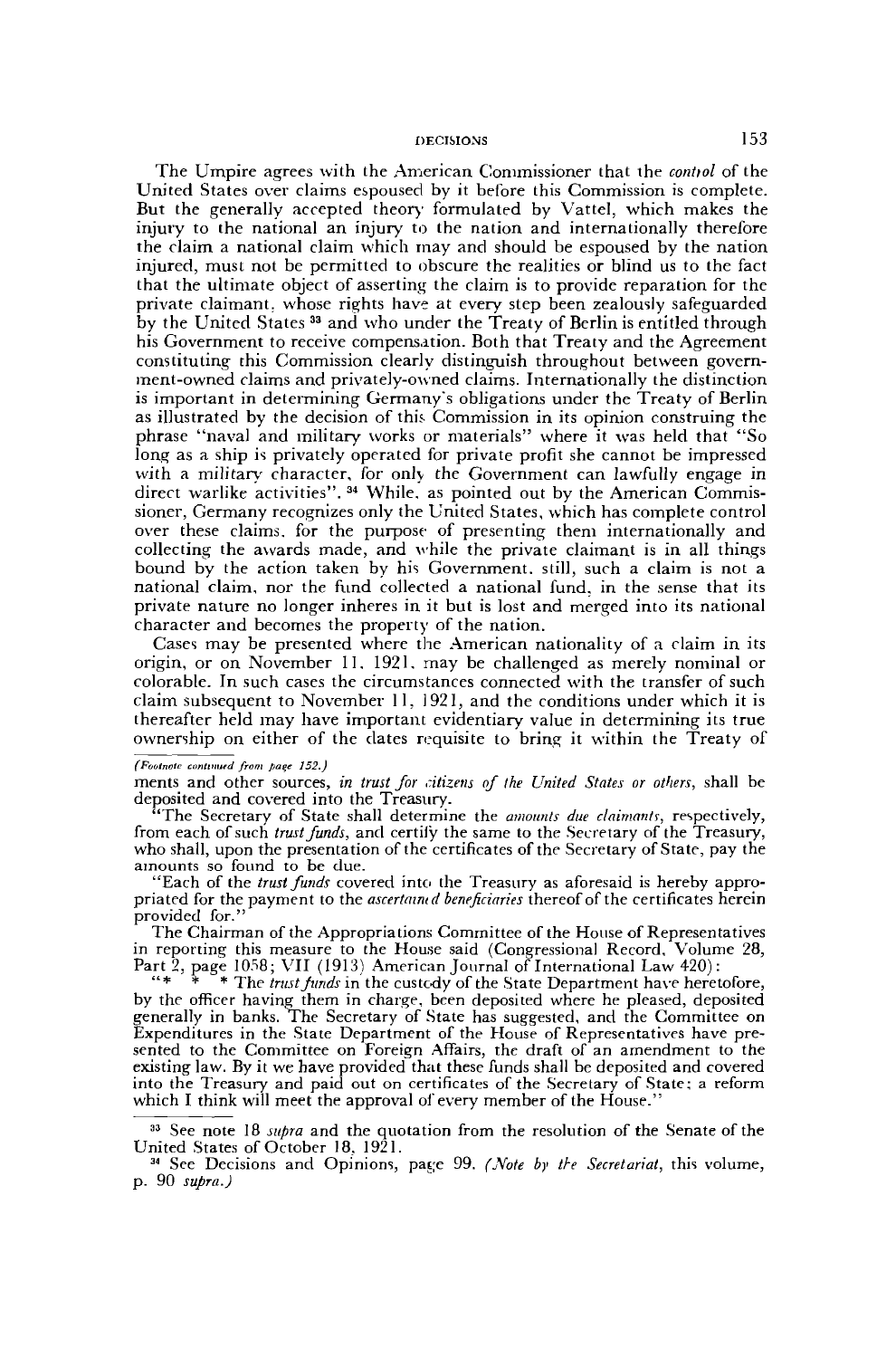The Umpire agrees with the American Commissioner that the *control* of the United States over claims espoused by it before this Commission is complete. But the generally accepted theory formulated by Vattel, which makes the injury to the national an injury to the nation and internationally therefore the claim a national claim which may and should be espoused by the nation injured, must not be permitted to obscure the realities or blind us to the fact that the ultimate object of asserting the claim is to provide reparation for the private claimant, whose rights have at every step been zealously safeguarded by the United States [33] and who under the Treaty of Berlin is entitled through his Government to receive compensation. Both that Treaty and the Agreement constituting this Commission clearly distinguish throughout between government-owned claims and privately-owned claims. Internationally the distinction is important in determining Germany's obligations under the Treaty of Berlin as illustrated by the decision of this Commission in its opinion construing the phrase "naval and military works or materials" where it was held that "So long as a ship is privately operated for private profit she cannot be impressed with a military character, for only the Government can lawfully engage in direct warlike activities". [34] While, as pointed out by the American Commissioner, Germany recognizes only the United States, which has complete control over these claims, for the purpose of presenting them internationally and collecting the awards made, and while the private claimant is in all things bound by the action taken by his Government, still, such a claim is not a national claim, nor the fund collected a national fund, in the sense that its private nature no longer inheres in it but is lost and merged into its national character and becomes the property of the nation.

Cases may be presented where the American nationality of a claim in its origin, or on November 11, 1921, may be challenged as merely nominal or colorable. In such cases the circumstances connected with the transfer of such claim subsequent to November 11, 1921, and the conditions under which it is thereafter held may have important evidentiary value in determining its true ownership on either of the dates requisite to bring it within the Treaty of

---

*(Footnote continued from page 152.)*

ments and other sources, *in trust for citizens of the United States or others*, shall be deposited and covered into the Treasury.

"The Secretary of State shall determine the *amounts due claimants*, respectively, from each of such *trust funds*, and certify the same to the Secretary of the Treasury, who shall, upon the presentation of the certificates of the Secretary of State, pay the amounts so found to be due.

"Each of the *trust funds* covered into the Treasury as aforesaid is hereby appropriated for the payment to the *ascertained beneficiaries* thereof of the certificates herein provided for."

The Chairman of the Appropriations Committee of the House of Representatives in reporting this measure to the House said (Congressional Record, Volume 28, Part 2, page 1058; VII (1913) American Journal of International Law 420):

"* * * The *trust funds* in the custody of the State Department have heretofore, by the officer having them in charge, been deposited where he pleased, deposited generally in banks. The Secretary of State has suggested, and the Committee on Expenditures in the State Department of the House of Representatives have presented to the Committee on Foreign Affairs, the draft of an amendment to the existing law. By it we have provided that these funds shall be deposited and covered into the Treasury and paid out on certificates of the Secretary of State; a reform which I think will meet the approval of every member of the House."

[33] See note 18 *supra* and the quotation from the resolution of the Senate of the United States of October 18, 1921.

[34] See Decisions and Opinions, page 99. *(Note by the Secretariat*, this volume, p. 90 *supra.)*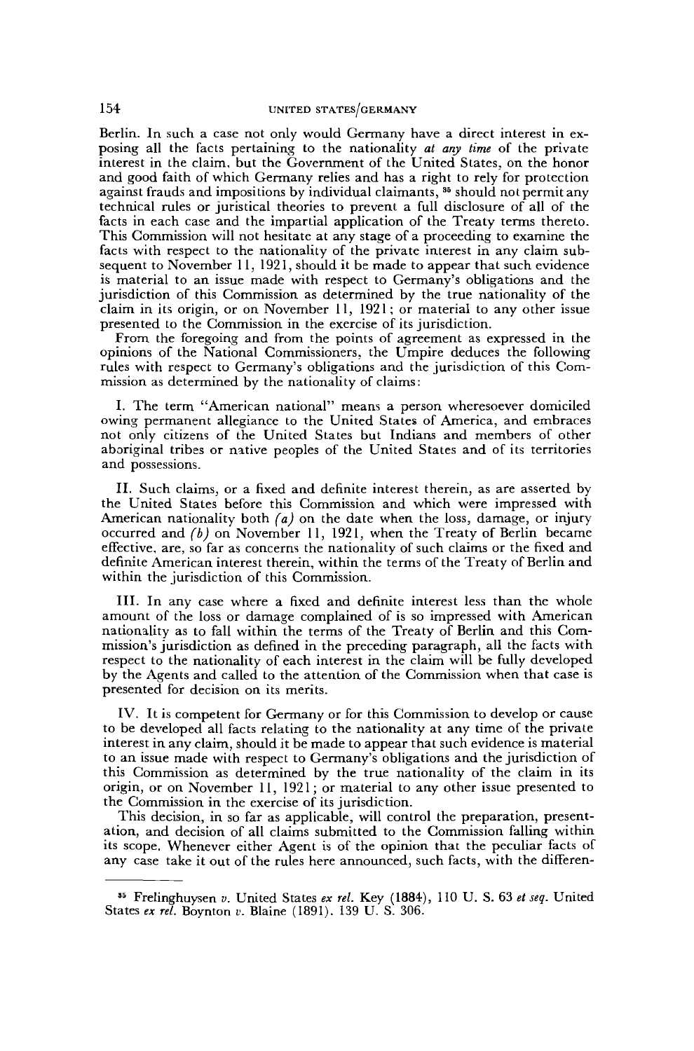Berlin. In such a case not only would Germany have a direct interest in exposing all the facts pertaining to the nationality *at any time* of the private interest in the claim, but the Government of the United States, on the honor and good faith of which Germany relies and has a right to rely for protection against frauds and impositions by individual claimants, [35] should not permit any technical rules or juristical theories to prevent a full disclosure of all of the facts in each case and the impartial application of the Treaty terms thereto. This Commission will not hesitate at any stage of a proceeding to examine the facts with respect to the nationality of the private interest in any claim subsequent to November 11, 1921, should it be made to appear that such evidence is material to an issue made with respect to Germany's obligations and the jurisdiction of this Commission as determined by the true nationality of the claim in its origin, or on November 11, 1921; or material to any other issue presented to the Commission in the exercise of its jurisdiction.

From the foregoing and from the points of agreement as expressed in the opinions of the National Commissioners, the Umpire deduces the following rules with respect to Germany's obligations and the jurisdiction of this Commission as determined by the nationality of claims:

I. The term "American national" means a person wheresoever domiciled owing permanent allegiance to the United States of America, and embraces not only citizens of the United States but Indians and members of other aboriginal tribes or native peoples of the United States and of its territories and possessions.

II. Such claims, or a fixed and definite interest therein, as are asserted by the United States before this Commission and which were impressed with American nationality both *(a)* on the date when the loss, damage, or injury occurred and *(b)* on November 11, 1921, when the Treaty of Berlin became effective, are, so far as concerns the nationality of such claims or the fixed and definite American interest therein, within the terms of the Treaty of Berlin and within the jurisdiction of this Commission.

III. In any case where a fixed and definite interest less than the whole amount of the loss or damage complained of is so impressed with American nationality as to fall within the terms of the Treaty of Berlin and this Commission's jurisdiction as defined in the preceding paragraph, all the facts with respect to the nationality of each interest in the claim will be fully developed by the Agents and called to the attention of the Commission when that case is presented for decision on its merits.

IV. It is competent for Germany or for this Commission to develop or cause to be developed all facts relating to the nationality at any time of the private interest in any claim, should it be made to appear that such evidence is material to an issue made with respect to Germany's obligations and the jurisdiction of this Commission as determined by the true nationality of the claim in its origin, or on November 11, 1921; or material to any other issue presented to the Commission in the exercise of its jurisdiction.

This decision, in so far as applicable, will control the preparation, presentation, and decision of all claims submitted to the Commission falling within its scope. Whenever either Agent is of the opinion that the peculiar facts of any case take it out of the rules here announced, such facts, with the differen-

---

[35] Frelinghuysen *v.* United States *ex rel.* Key (1884), 110 U. S. 63 *et seq.* United States *ex rel.* Boynton *v.* Blaine (1891). 139 U. S. 306.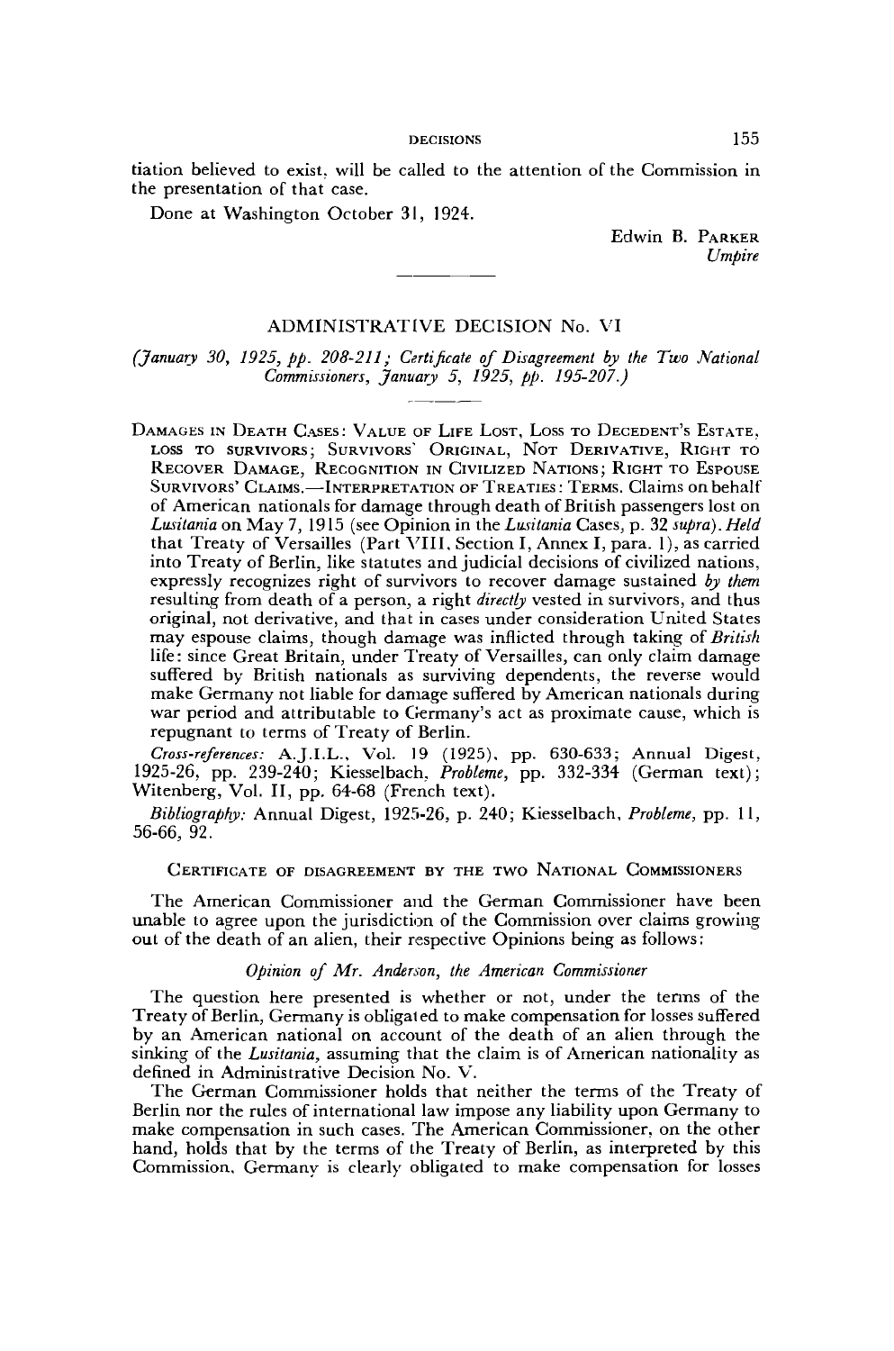tiation believed to exist, will be called to the attention of the Commission in the presentation of that case.

Done at Washington October 31, 1924.

Edwin B. PARKER
*Umpire*

---

## ADMINISTRATIVE DECISION No. VI

*(January 30, 1925, pp. 208-211; Certificate of Disagreement by the Two National Commissioners, January 5, 1925, pp. 195-207.)*

---

DAMAGES IN DEATH CASES: VALUE OF LIFE LOST, LOSS TO DECEDENT'S ESTATE, LOSS TO SURVIVORS; SURVIVORS' ORIGINAL, NOT DERIVATIVE, RIGHT TO RECOVER DAMAGE, RECOGNITION IN CIVILIZED NATIONS; RIGHT TO ESPOUSE SURVIVORS' CLAIMS.—INTERPRETATION OF TREATIES: TERMS. Claims on behalf of American nationals for damage through death of British passengers lost on *Lusitania* on May 7, 1915 (see Opinion in the *Lusitania* Cases, p. 32 *supra*). *Held* that Treaty of Versailles (Part VIII, Section I, Annex I, para. 1), as carried into Treaty of Berlin, like statutes and judicial decisions of civilized nations, expressly recognizes right of survivors to recover damage sustained *by them* resulting from death of a person, a right *directly* vested in survivors, and thus original, not derivative, and that in cases under consideration United States may espouse claims, though damage was inflicted through taking of *British* life: since Great Britain, under Treaty of Versailles, can only claim damage suffered by British nationals as surviving dependents, the reverse would make Germany not liable for damage suffered by American nationals during war period and attributable to Germany's act as proximate cause, which is repugnant to terms of Treaty of Berlin.

*Cross-references:* A.J.I.L., Vol. 19 (1925), pp. 630-633; Annual Digest, 1925-26, pp. 239-240; Kiesselbach, *Probleme*, pp. 332-334 (German text); Witenberg, Vol. II, pp. 64-68 (French text).

*Bibliography:* Annual Digest, 1925-26, p. 240; Kiesselbach, *Probleme*, pp. 11, 56-66, 92.

### CERTIFICATE OF DISAGREEMENT BY THE TWO NATIONAL COMMISSIONERS

The American Commissioner and the German Commissioner have been unable to agree upon the jurisdiction of the Commission over claims growing out of the death of an alien, their respective Opinions being as follows:

#### *Opinion of Mr. Anderson, the American Commissioner*

The question here presented is whether or not, under the terms of the Treaty of Berlin, Germany is obligated to make compensation for losses suffered by an American national on account of the death of an alien through the sinking of the *Lusitania*, assuming that the claim is of American nationality as defined in Administrative Decision No. V.

The German Commissioner holds that neither the terms of the Treaty of Berlin nor the rules of international law impose any liability upon Germany to make compensation in such cases. The American Commissioner, on the other hand, holds that by the terms of the Treaty of Berlin, as interpreted by this Commission, Germany is clearly obligated to make compensation for losses